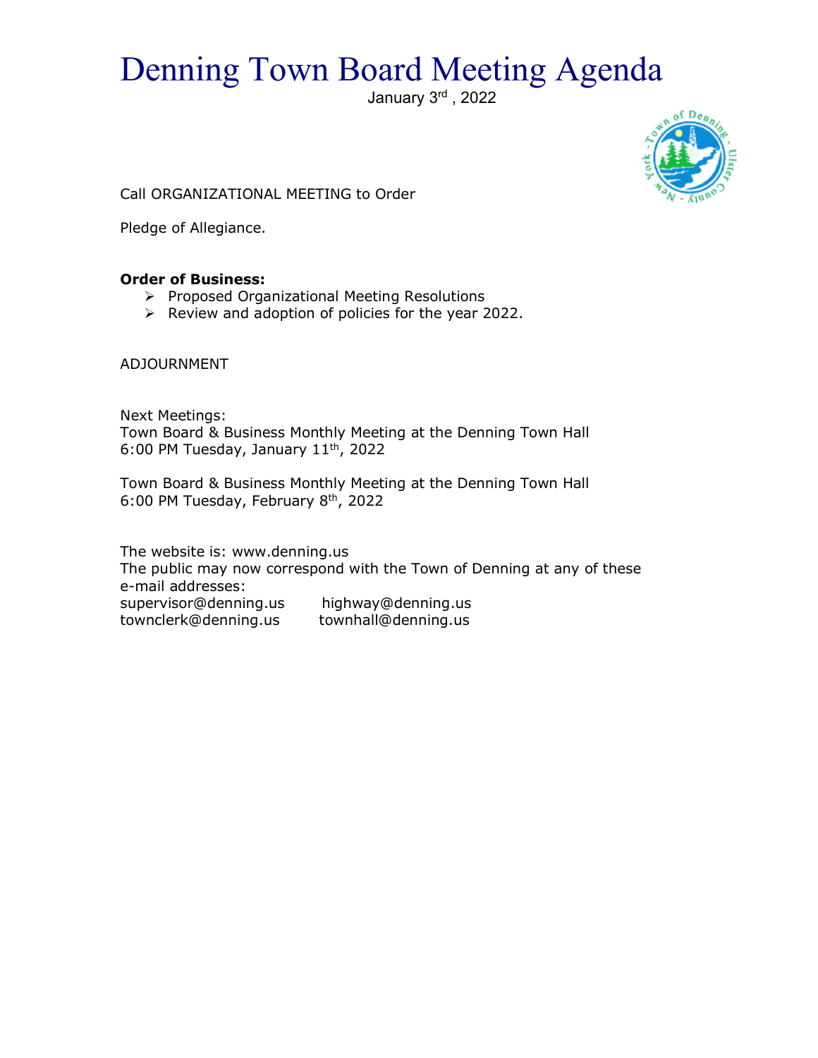# Denning Town Board Meeting Agenda

January 3rd , 2022

Call ORGANIZATIONAL MEETING to Order

Pledge of Allegiance.

**Order of Business:**

- Proposed Organizational Meeting Resolutions
- Review and adoption of policies for the year 2022.

ADJOURNMENT

Next Meetings:
Town Board & Business Monthly Meeting at the Denning Town Hall
6:00 PM Tuesday, January 11th, 2022

Town Board & Business Monthly Meeting at the Denning Town Hall
6:00 PM Tuesday, February 8th, 2022

The website is: www.denning.us
The public may now correspond with the Town of Denning at any of these e-mail addresses:
supervisor@denning.us highway@denning.us
townclerk@denning.us townhall@denning.us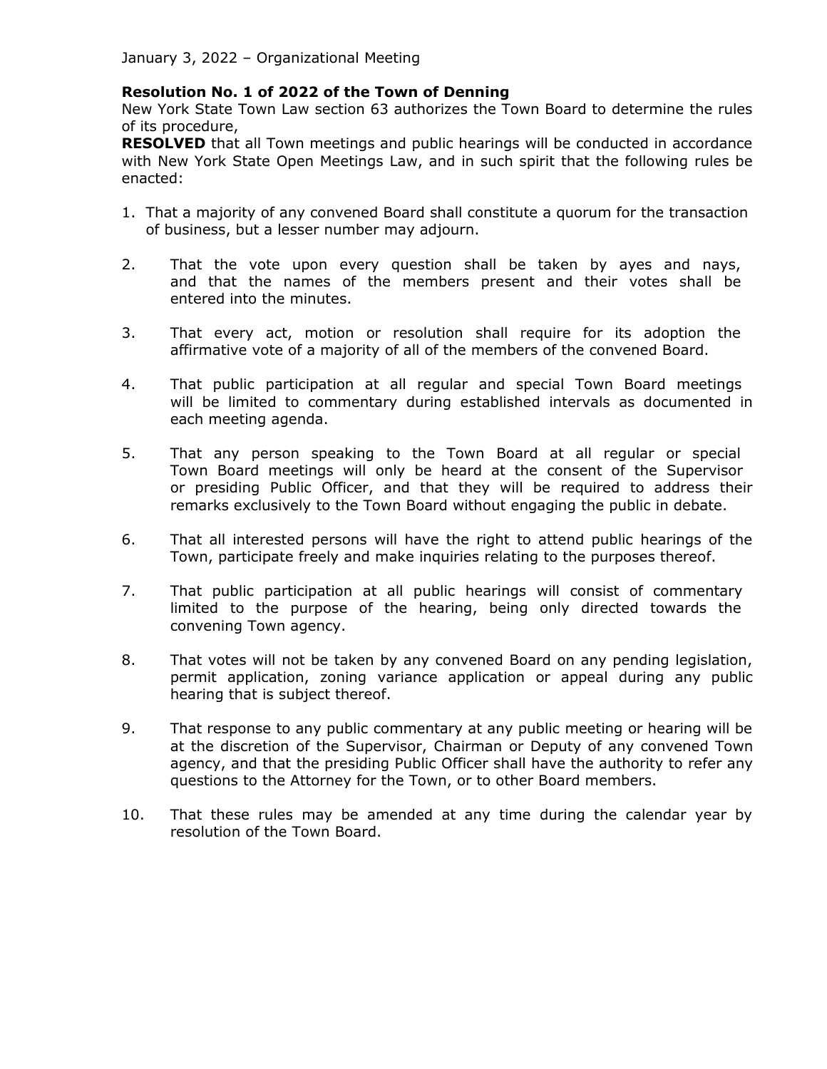January 3, 2022 – Organizational Meeting

**Resolution No. 1 of 2022 of the Town of Denning**
New York State Town Law section 63 authorizes the Town Board to determine the rules of its procedure,
**RESOLVED** that all Town meetings and public hearings will be conducted in accordance with New York State Open Meetings Law, and in such spirit that the following rules be enacted:

1. That a majority of any convened Board shall constitute a quorum for the transaction of business, but a lesser number may adjourn.

2. That the vote upon every question shall be taken by ayes and nays, and that the names of the members present and their votes shall be entered into the minutes.

3. That every act, motion or resolution shall require for its adoption the affirmative vote of a majority of all of the members of the convened Board.

4. That public participation at all regular and special Town Board meetings will be limited to commentary during established intervals as documented in each meeting agenda.

5. That any person speaking to the Town Board at all regular or special Town Board meetings will only be heard at the consent of the Supervisor or presiding Public Officer, and that they will be required to address their remarks exclusively to the Town Board without engaging the public in debate.

6. That all interested persons will have the right to attend public hearings of the Town, participate freely and make inquiries relating to the purposes thereof.

7. That public participation at all public hearings will consist of commentary limited to the purpose of the hearing, being only directed towards the convening Town agency.

8. That votes will not be taken by any convened Board on any pending legislation, permit application, zoning variance application or appeal during any public hearing that is subject thereof.

9. That response to any public commentary at any public meeting or hearing will be at the discretion of the Supervisor, Chairman or Deputy of any convened Town agency, and that the presiding Public Officer shall have the authority to refer any questions to the Attorney for the Town, or to other Board members.

10. That these rules may be amended at any time during the calendar year by resolution of the Town Board.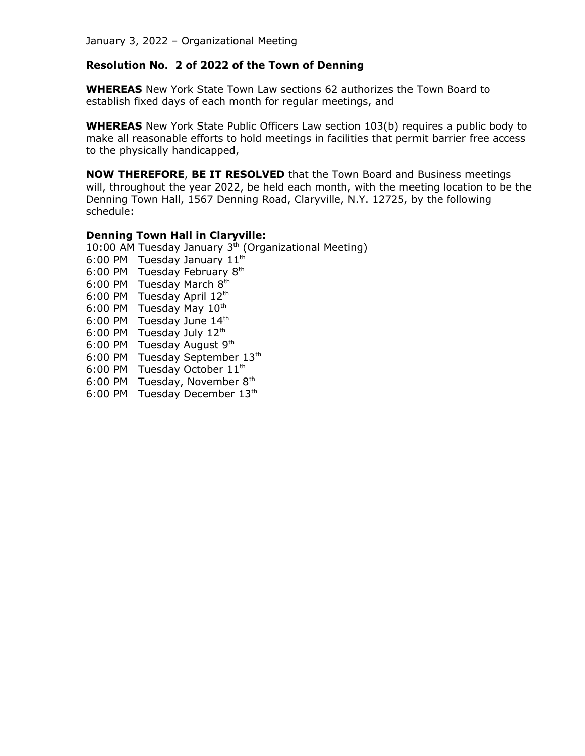January 3, 2022 – Organizational Meeting

**Resolution No.  2 of 2022 of the Town of Denning**

**WHEREAS** New York State Town Law sections 62 authorizes the Town Board to establish fixed days of each month for regular meetings, and

**WHEREAS** New York State Public Officers Law section 103(b) requires a public body to make all reasonable efforts to hold meetings in facilities that permit barrier free access to the physically handicapped,

**NOW THEREFORE**, **BE IT RESOLVED** that the Town Board and Business meetings will, throughout the year 2022, be held each month, with the meeting location to be the Denning Town Hall, 1567 Denning Road, Claryville, N.Y. 12725, by the following schedule:

**Denning Town Hall in Claryville:**

10:00 AM Tuesday January 3rd (Organizational Meeting)
6:00 PM   Tuesday January 11th
6:00 PM   Tuesday February 8th
6:00 PM   Tuesday March 8th
6:00 PM   Tuesday April 12th
6:00 PM   Tuesday May 10th
6:00 PM   Tuesday June 14th
6:00 PM   Tuesday July 12th
6:00 PM   Tuesday August 9th
6:00 PM   Tuesday September 13th
6:00 PM   Tuesday October 11th
6:00 PM   Tuesday, November 8th
6:00 PM   Tuesday December 13th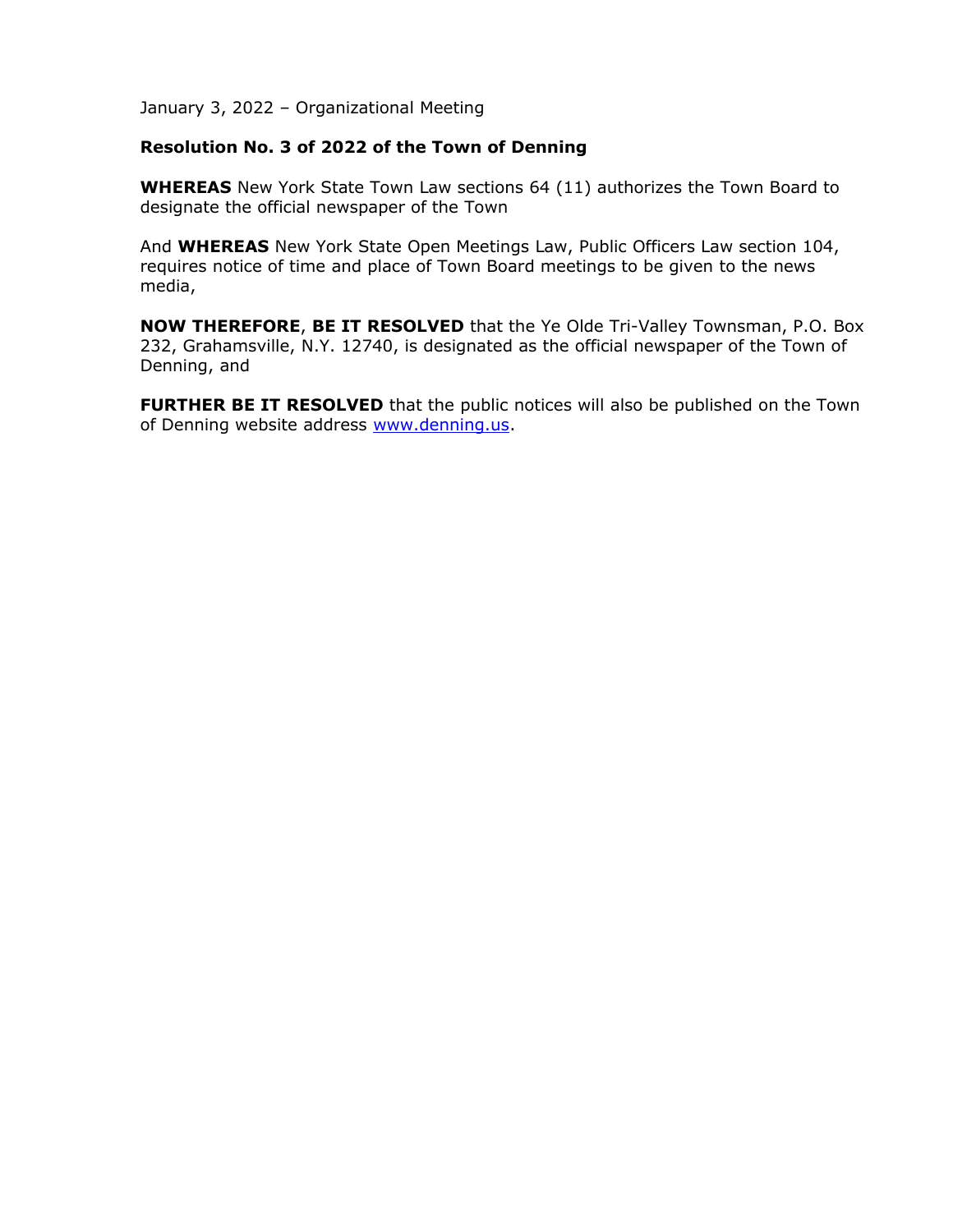January 3, 2022 – Organizational Meeting

**Resolution No. 3 of 2022 of the Town of Denning**

**WHEREAS** New York State Town Law sections 64 (11) authorizes the Town Board to designate the official newspaper of the Town

And **WHEREAS** New York State Open Meetings Law, Public Officers Law section 104, requires notice of time and place of Town Board meetings to be given to the news media,

**NOW THEREFORE**, **BE IT RESOLVED** that the Ye Olde Tri-Valley Townsman, P.O. Box 232, Grahamsville, N.Y. 12740, is designated as the official newspaper of the Town of Denning, and

**FURTHER BE IT RESOLVED** that the public notices will also be published on the Town of Denning website address [www.denning.us](http://www.denning.us).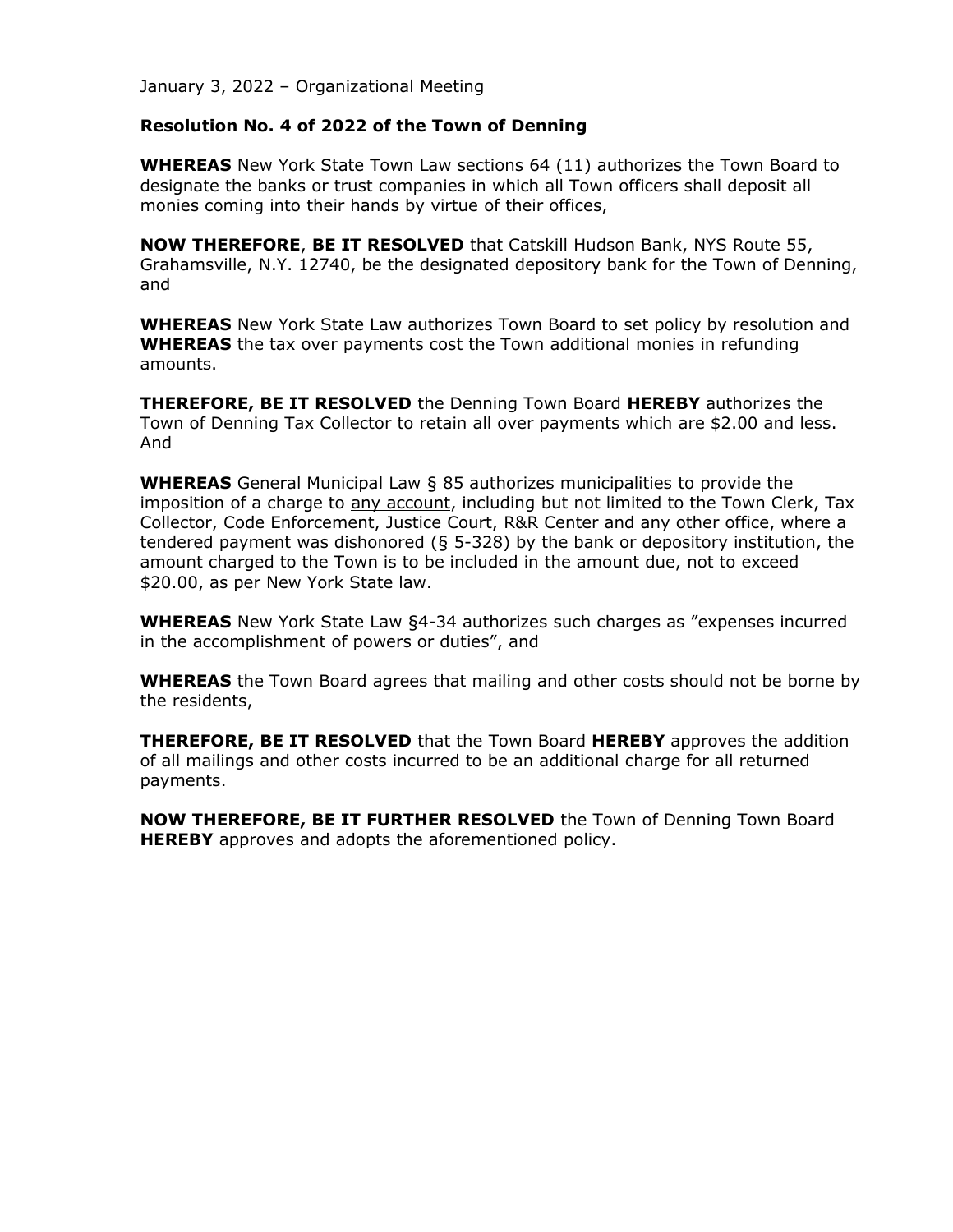January 3, 2022 – Organizational Meeting

**Resolution No. 4 of 2022 of the Town of Denning**

**WHEREAS** New York State Town Law sections 64 (11) authorizes the Town Board to designate the banks or trust companies in which all Town officers shall deposit all monies coming into their hands by virtue of their offices,

**NOW THEREFORE**, **BE IT RESOLVED** that Catskill Hudson Bank, NYS Route 55, Grahamsville, N.Y. 12740, be the designated depository bank for the Town of Denning, and

**WHEREAS** New York State Law authorizes Town Board to set policy by resolution and **WHEREAS** the tax over payments cost the Town additional monies in refunding amounts.

**THEREFORE, BE IT RESOLVED** the Denning Town Board **HEREBY** authorizes the Town of Denning Tax Collector to retain all over payments which are $2.00 and less. And

**WHEREAS** General Municipal Law § 85 authorizes municipalities to provide the imposition of a charge to <u>any account</u>, including but not limited to the Town Clerk, Tax Collector, Code Enforcement, Justice Court, R&R Center and any other office, where a tendered payment was dishonored (§ 5-328) by the bank or depository institution, the amount charged to the Town is to be included in the amount due, not to exceed $20.00, as per New York State law.

**WHEREAS** New York State Law §4-34 authorizes such charges as "expenses incurred in the accomplishment of powers or duties", and

**WHEREAS** the Town Board agrees that mailing and other costs should not be borne by the residents,

**THEREFORE, BE IT RESOLVED** that the Town Board **HEREBY** approves the addition of all mailings and other costs incurred to be an additional charge for all returned payments.

**NOW THEREFORE, BE IT FURTHER RESOLVED** the Town of Denning Town Board **HEREBY** approves and adopts the aforementioned policy.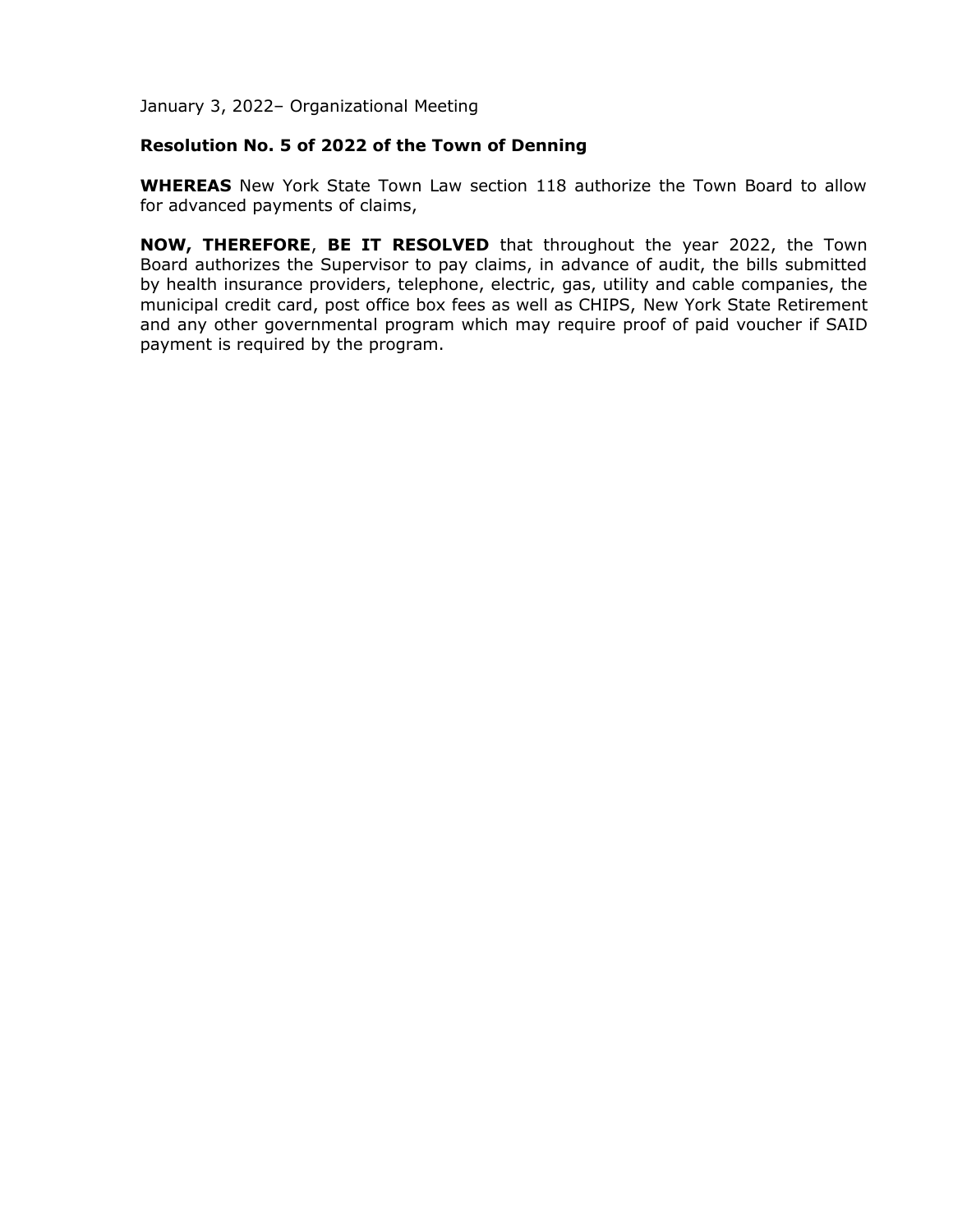January 3, 2022– Organizational Meeting

**Resolution No. 5 of 2022 of the Town of Denning**

**WHEREAS** New York State Town Law section 118 authorize the Town Board to allow for advanced payments of claims,

**NOW, THEREFORE**, **BE IT RESOLVED** that throughout the year 2022, the Town Board authorizes the Supervisor to pay claims, in advance of audit, the bills submitted by health insurance providers, telephone, electric, gas, utility and cable companies, the municipal credit card, post office box fees as well as CHIPS, New York State Retirement and any other governmental program which may require proof of paid voucher if SAID payment is required by the program.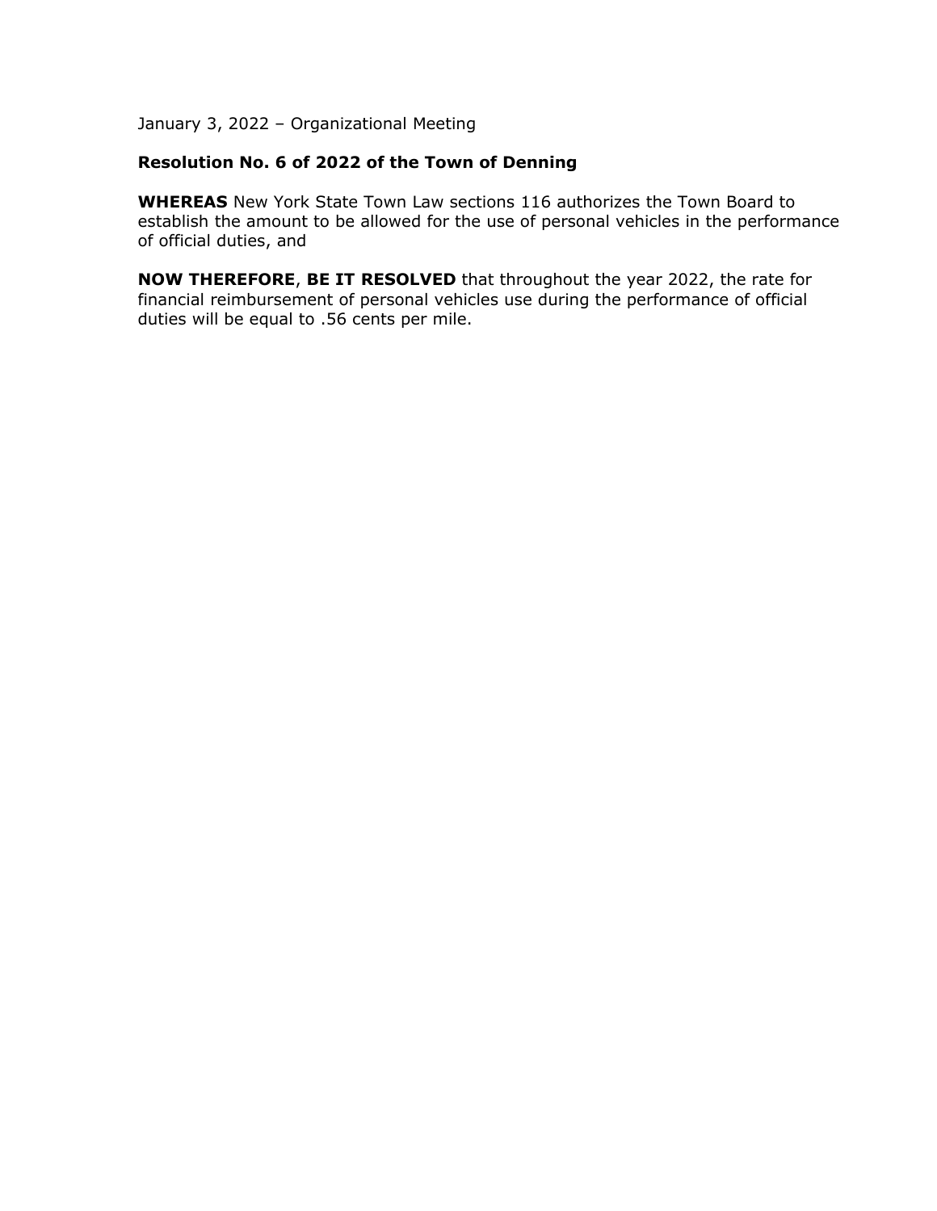January 3, 2022 – Organizational Meeting

**Resolution No. 6 of 2022 of the Town of Denning**

**WHEREAS** New York State Town Law sections 116 authorizes the Town Board to establish the amount to be allowed for the use of personal vehicles in the performance of official duties, and

**NOW THEREFORE**, **BE IT RESOLVED** that throughout the year 2022, the rate for financial reimbursement of personal vehicles use during the performance of official duties will be equal to .56 cents per mile.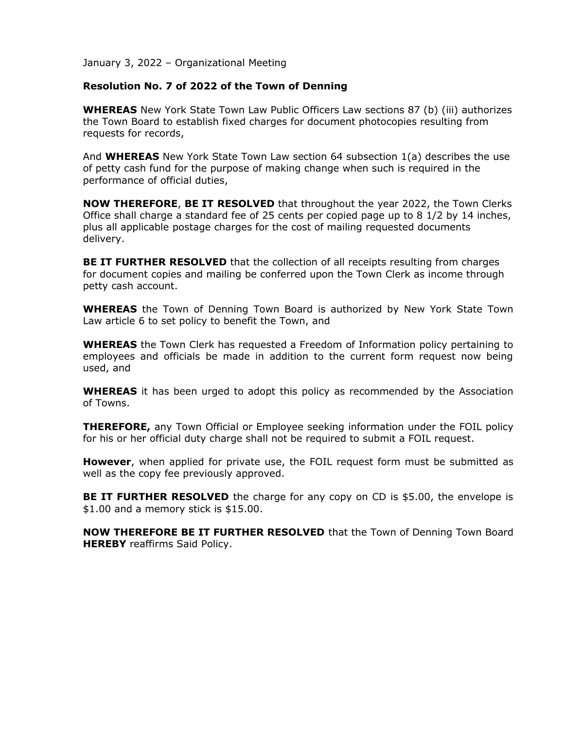January 3, 2022 – Organizational Meeting

**Resolution No. 7 of 2022 of the Town of Denning**

**WHEREAS** New York State Town Law Public Officers Law sections 87 (b) (iii) authorizes the Town Board to establish fixed charges for document photocopies resulting from requests for records,

And **WHEREAS** New York State Town Law section 64 subsection 1(a) describes the use of petty cash fund for the purpose of making change when such is required in the performance of official duties,

**NOW THEREFORE**, **BE IT RESOLVED** that throughout the year 2022, the Town Clerks Office shall charge a standard fee of 25 cents per copied page up to 8 1/2 by 14 inches, plus all applicable postage charges for the cost of mailing requested documents delivery.

**BE IT FURTHER RESOLVED** that the collection of all receipts resulting from charges for document copies and mailing be conferred upon the Town Clerk as income through petty cash account.

**WHEREAS** the Town of Denning Town Board is authorized by New York State Town Law article 6 to set policy to benefit the Town, and

**WHEREAS** the Town Clerk has requested a Freedom of Information policy pertaining to employees and officials be made in addition to the current form request now being used, and

**WHEREAS** it has been urged to adopt this policy as recommended by the Association of Towns.

**THEREFORE,** any Town Official or Employee seeking information under the FOIL policy for his or her official duty charge shall not be required to submit a FOIL request.

**However**, when applied for private use, the FOIL request form must be submitted as well as the copy fee previously approved.

**BE IT FURTHER RESOLVED** the charge for any copy on CD is $5.00, the envelope is $1.00 and a memory stick is $15.00.

**NOW THEREFORE BE IT FURTHER RESOLVED** that the Town of Denning Town Board **HEREBY** reaffirms Said Policy.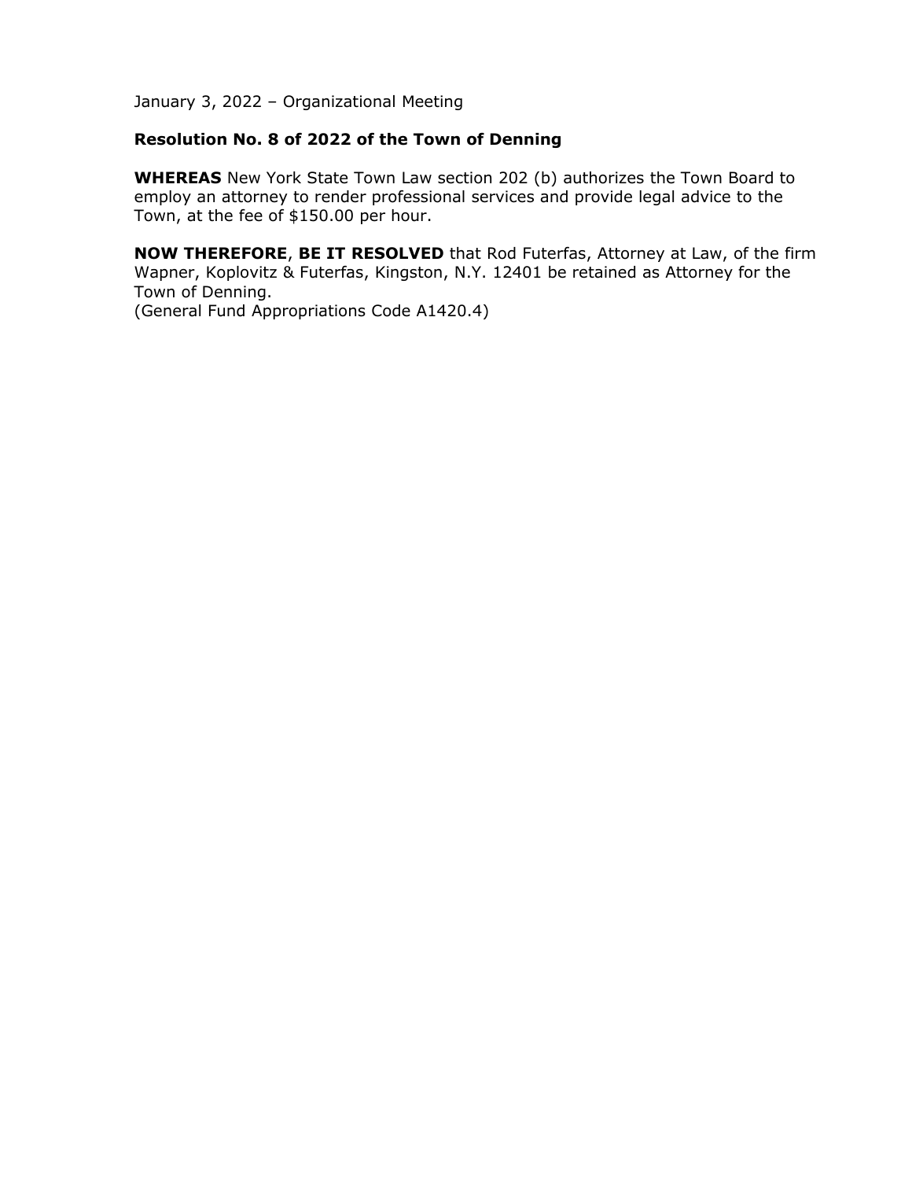January 3, 2022 – Organizational Meeting

**Resolution No. 8 of 2022 of the Town of Denning**

**WHEREAS** New York State Town Law section 202 (b) authorizes the Town Board to employ an attorney to render professional services and provide legal advice to the Town, at the fee of $150.00 per hour.

**NOW THEREFORE**, **BE IT RESOLVED** that Rod Futerfas, Attorney at Law, of the firm Wapner, Koplovitz & Futerfas, Kingston, N.Y. 12401 be retained as Attorney for the Town of Denning.
(General Fund Appropriations Code A1420.4)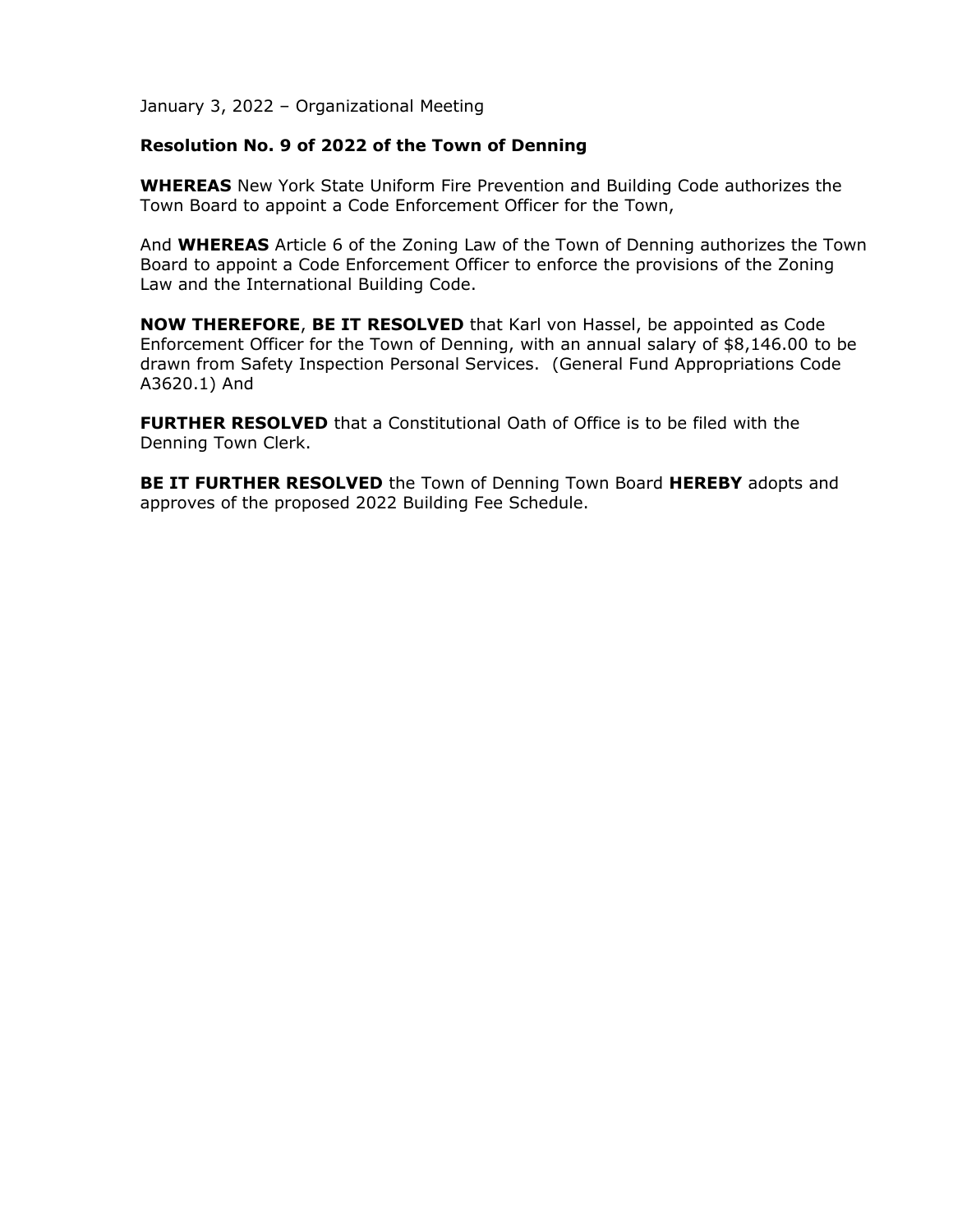January 3, 2022 – Organizational Meeting

**Resolution No. 9 of 2022 of the Town of Denning**

**WHEREAS** New York State Uniform Fire Prevention and Building Code authorizes the Town Board to appoint a Code Enforcement Officer for the Town,

And **WHEREAS** Article 6 of the Zoning Law of the Town of Denning authorizes the Town Board to appoint a Code Enforcement Officer to enforce the provisions of the Zoning Law and the International Building Code.

**NOW THEREFORE**, **BE IT RESOLVED** that Karl von Hassel, be appointed as Code Enforcement Officer for the Town of Denning, with an annual salary of $8,146.00 to be drawn from Safety Inspection Personal Services. (General Fund Appropriations Code A3620.1) And

**FURTHER RESOLVED** that a Constitutional Oath of Office is to be filed with the Denning Town Clerk.

**BE IT FURTHER RESOLVED** the Town of Denning Town Board **HEREBY** adopts and approves of the proposed 2022 Building Fee Schedule.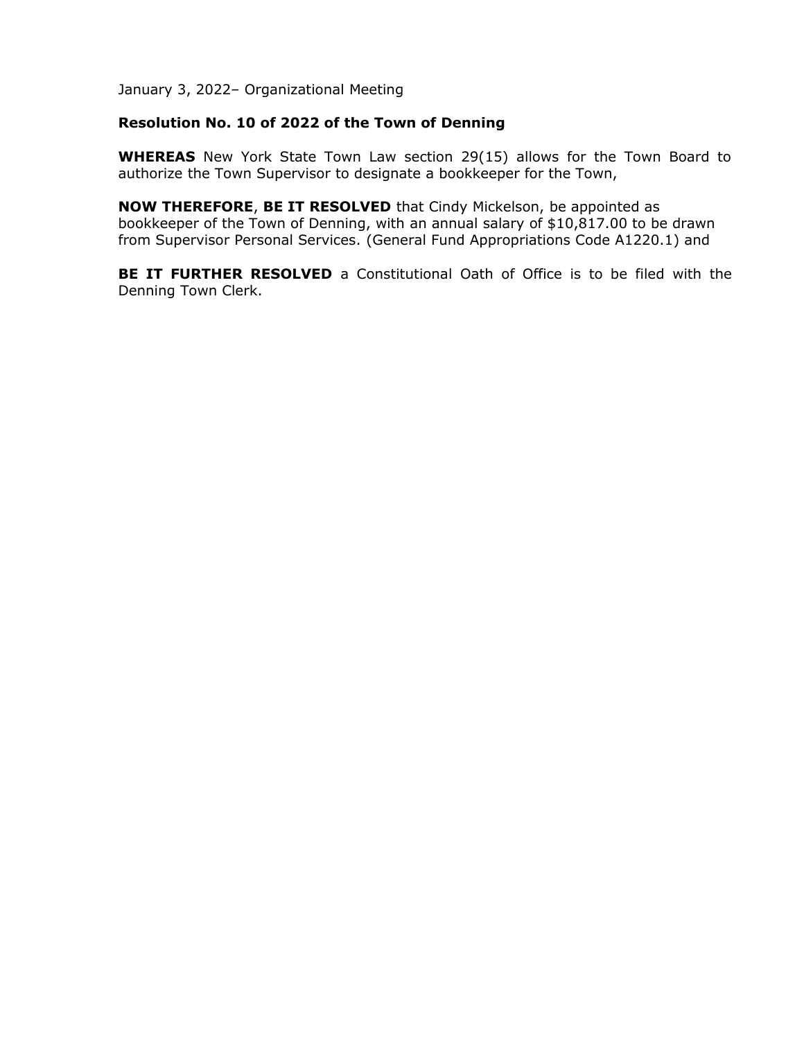January 3, 2022– Organizational Meeting

**Resolution No. 10 of 2022 of the Town of Denning**

**WHEREAS** New York State Town Law section 29(15) allows for the Town Board to authorize the Town Supervisor to designate a bookkeeper for the Town,

**NOW THEREFORE**, **BE IT RESOLVED** that Cindy Mickelson, be appointed as bookkeeper of the Town of Denning, with an annual salary of $10,817.00 to be drawn from Supervisor Personal Services. (General Fund Appropriations Code A1220.1) and

**BE IT FURTHER RESOLVED** a Constitutional Oath of Office is to be filed with the Denning Town Clerk.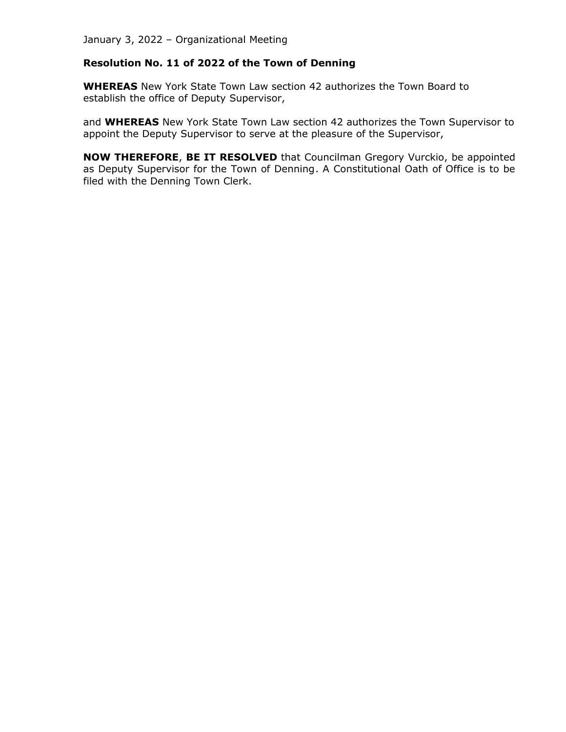January 3, 2022 – Organizational Meeting

**Resolution No. 11 of 2022 of the Town of Denning**

**WHEREAS** New York State Town Law section 42 authorizes the Town Board to establish the office of Deputy Supervisor,

and **WHEREAS** New York State Town Law section 42 authorizes the Town Supervisor to appoint the Deputy Supervisor to serve at the pleasure of the Supervisor,

**NOW THEREFORE**, **BE IT RESOLVED** that Councilman Gregory Vurckio, be appointed as Deputy Supervisor for the Town of Denning. A Constitutional Oath of Office is to be filed with the Denning Town Clerk.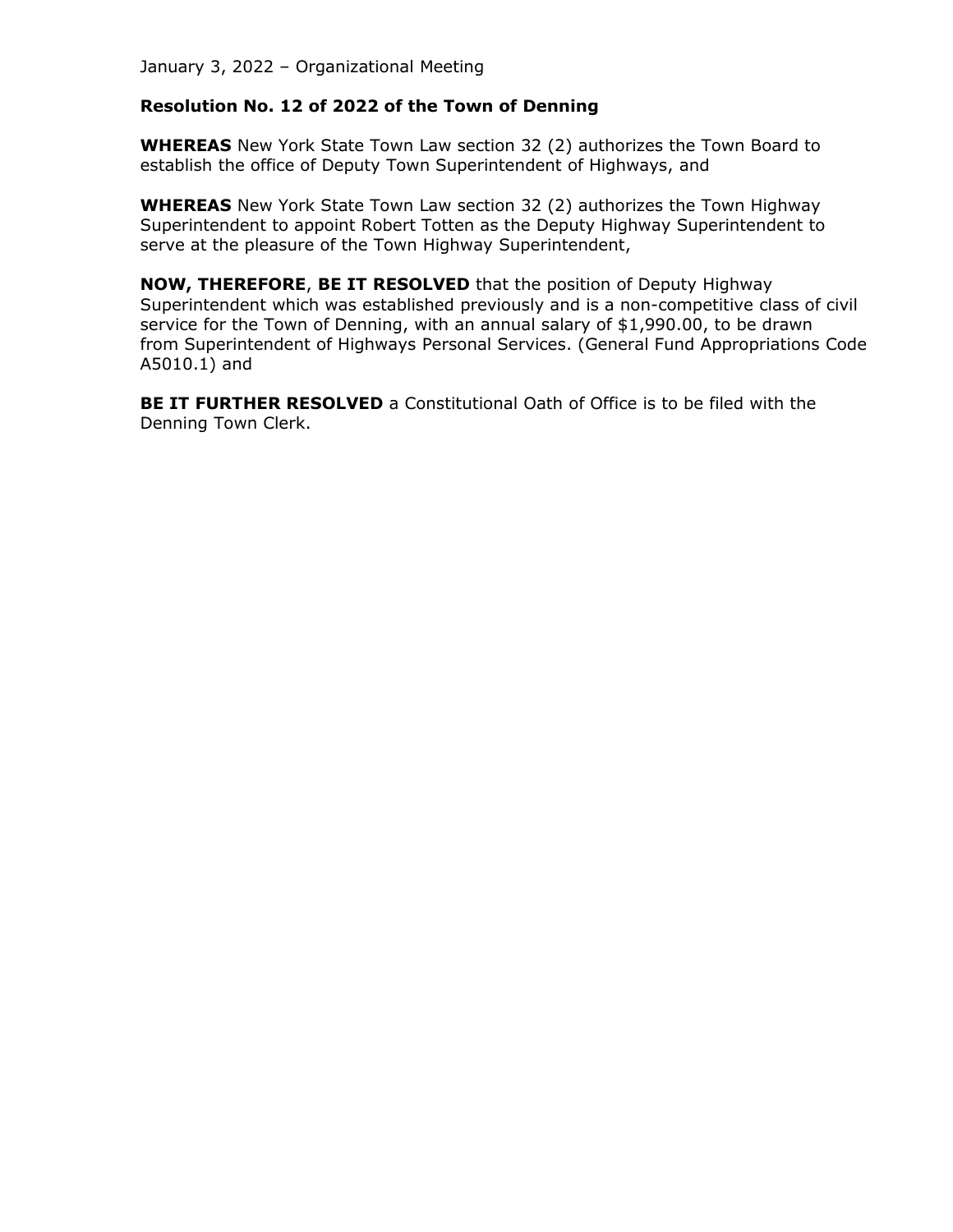January 3, 2022 – Organizational Meeting

**Resolution No. 12 of 2022 of the Town of Denning**

**WHEREAS** New York State Town Law section 32 (2) authorizes the Town Board to establish the office of Deputy Town Superintendent of Highways, and

**WHEREAS** New York State Town Law section 32 (2) authorizes the Town Highway Superintendent to appoint Robert Totten as the Deputy Highway Superintendent to serve at the pleasure of the Town Highway Superintendent,

**NOW, THEREFORE**, **BE IT RESOLVED** that the position of Deputy Highway Superintendent which was established previously and is a non-competitive class of civil service for the Town of Denning, with an annual salary of $1,990.00, to be drawn from Superintendent of Highways Personal Services. (General Fund Appropriations Code A5010.1) and

**BE IT FURTHER RESOLVED** a Constitutional Oath of Office is to be filed with the Denning Town Clerk.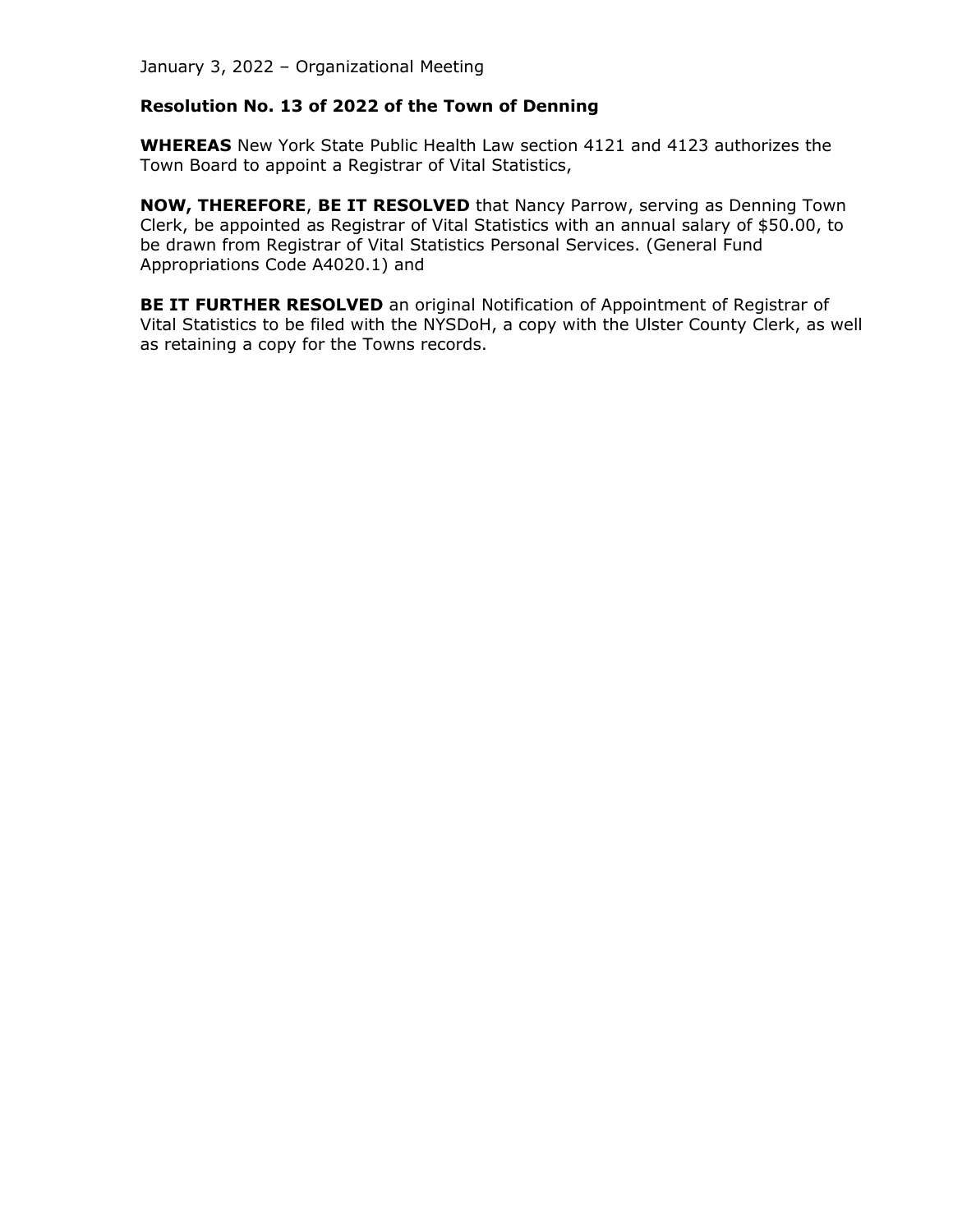January 3, 2022 – Organizational Meeting

**Resolution No. 13 of 2022 of the Town of Denning**

**WHEREAS** New York State Public Health Law section 4121 and 4123 authorizes the Town Board to appoint a Registrar of Vital Statistics,

**NOW, THEREFORE**, **BE IT RESOLVED** that Nancy Parrow, serving as Denning Town Clerk, be appointed as Registrar of Vital Statistics with an annual salary of $50.00, to be drawn from Registrar of Vital Statistics Personal Services. (General Fund Appropriations Code A4020.1) and

**BE IT FURTHER RESOLVED** an original Notification of Appointment of Registrar of Vital Statistics to be filed with the NYSDoH, a copy with the Ulster County Clerk, as well as retaining a copy for the Towns records.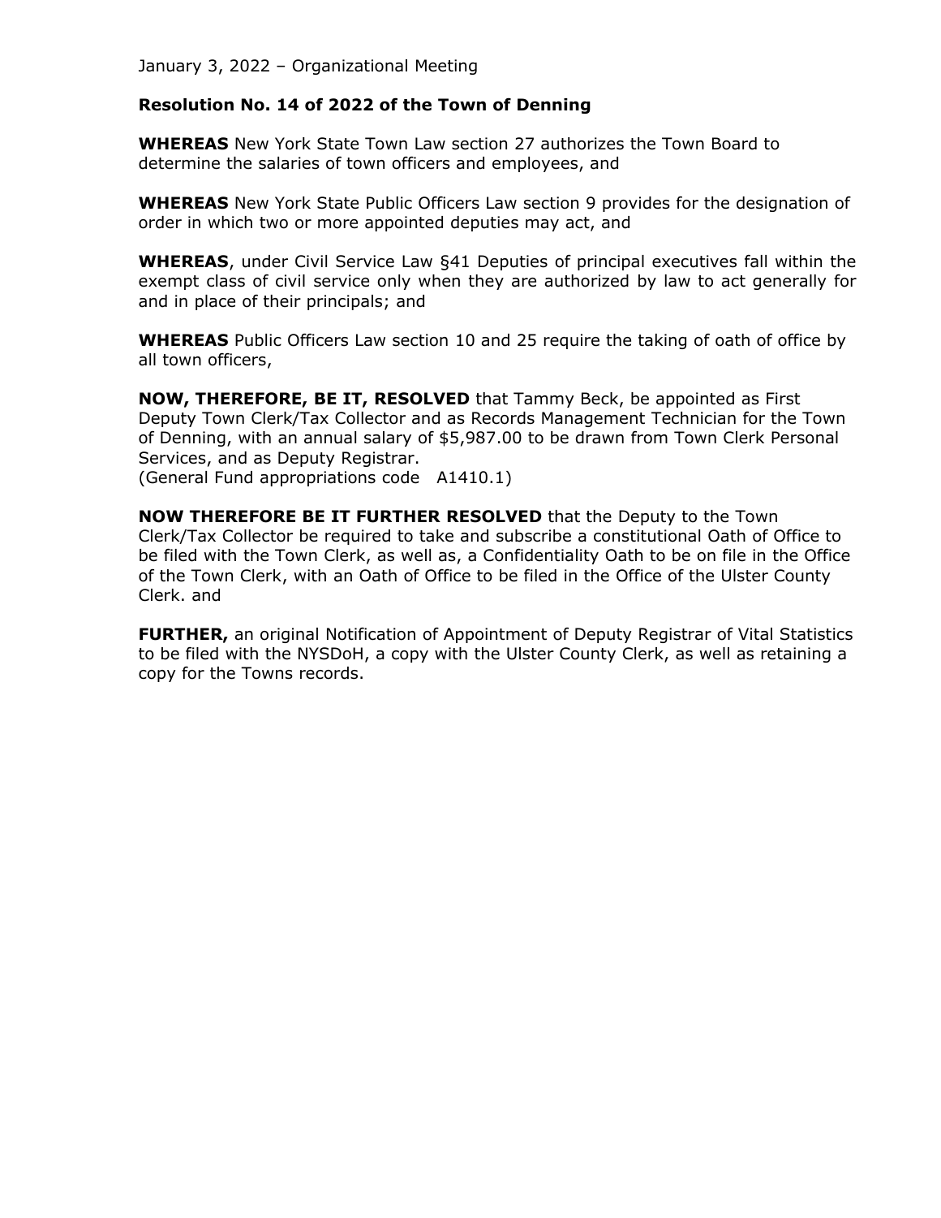January 3, 2022 – Organizational Meeting

**Resolution No. 14 of 2022 of the Town of Denning**

**WHEREAS** New York State Town Law section 27 authorizes the Town Board to determine the salaries of town officers and employees, and

**WHEREAS** New York State Public Officers Law section 9 provides for the designation of order in which two or more appointed deputies may act, and

**WHEREAS**, under Civil Service Law §41 Deputies of principal executives fall within the exempt class of civil service only when they are authorized by law to act generally for and in place of their principals; and

**WHEREAS** Public Officers Law section 10 and 25 require the taking of oath of office by all town officers,

**NOW, THEREFORE, BE IT, RESOLVED** that Tammy Beck, be appointed as First Deputy Town Clerk/Tax Collector and as Records Management Technician for the Town of Denning, with an annual salary of $5,987.00 to be drawn from Town Clerk Personal Services, and as Deputy Registrar.
(General Fund appropriations code A1410.1)

**NOW THEREFORE BE IT FURTHER RESOLVED** that the Deputy to the Town Clerk/Tax Collector be required to take and subscribe a constitutional Oath of Office to be filed with the Town Clerk, as well as, a Confidentiality Oath to be on file in the Office of the Town Clerk, with an Oath of Office to be filed in the Office of the Ulster County Clerk. and

**FURTHER,** an original Notification of Appointment of Deputy Registrar of Vital Statistics to be filed with the NYSDoH, a copy with the Ulster County Clerk, as well as retaining a copy for the Towns records.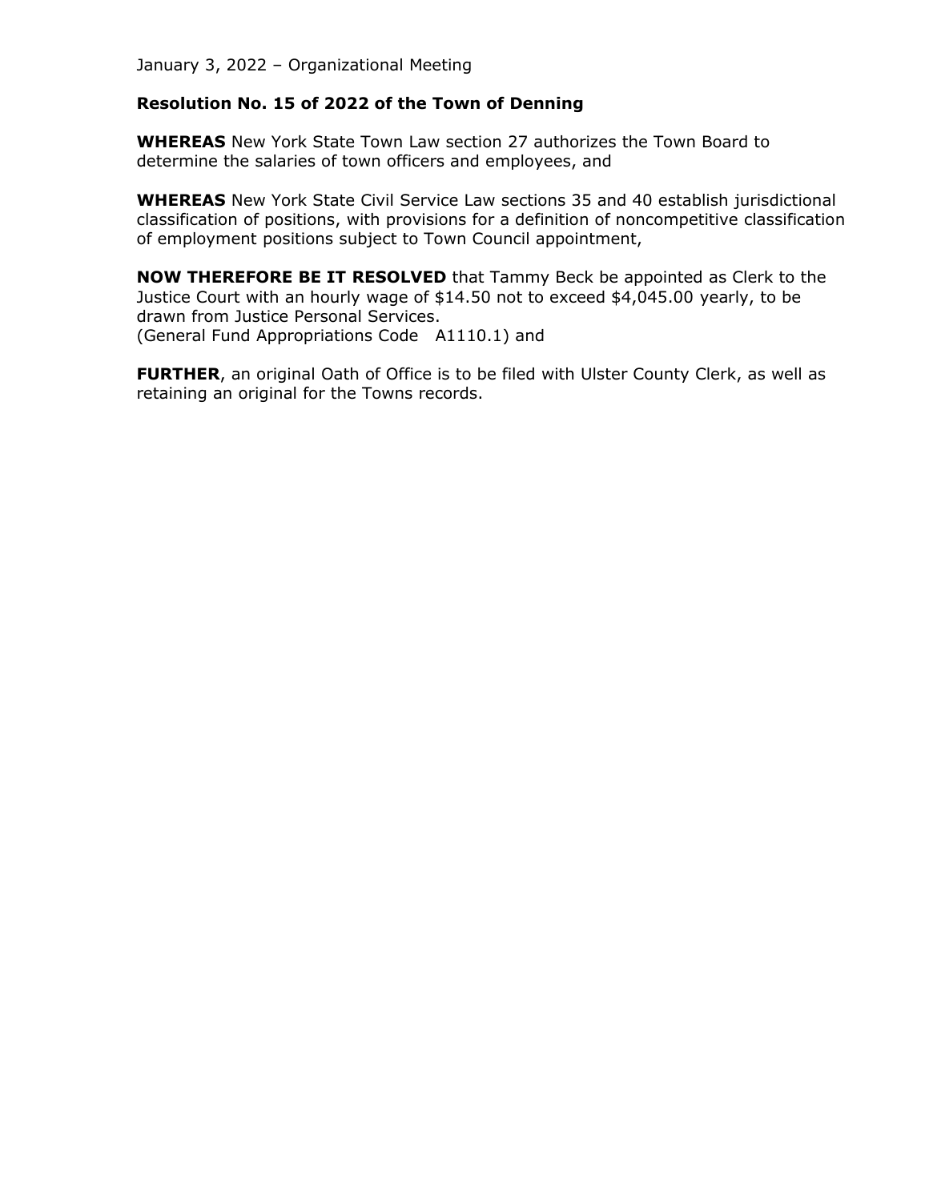January 3, 2022 – Organizational Meeting

**Resolution No. 15 of 2022 of the Town of Denning**

**WHEREAS** New York State Town Law section 27 authorizes the Town Board to determine the salaries of town officers and employees, and

**WHEREAS** New York State Civil Service Law sections 35 and 40 establish jurisdictional classification of positions, with provisions for a definition of noncompetitive classification of employment positions subject to Town Council appointment,

**NOW THEREFORE BE IT RESOLVED** that Tammy Beck be appointed as Clerk to the Justice Court with an hourly wage of $14.50 not to exceed $4,045.00 yearly, to be drawn from Justice Personal Services.
(General Fund Appropriations Code A1110.1) and

**FURTHER**, an original Oath of Office is to be filed with Ulster County Clerk, as well as retaining an original for the Towns records.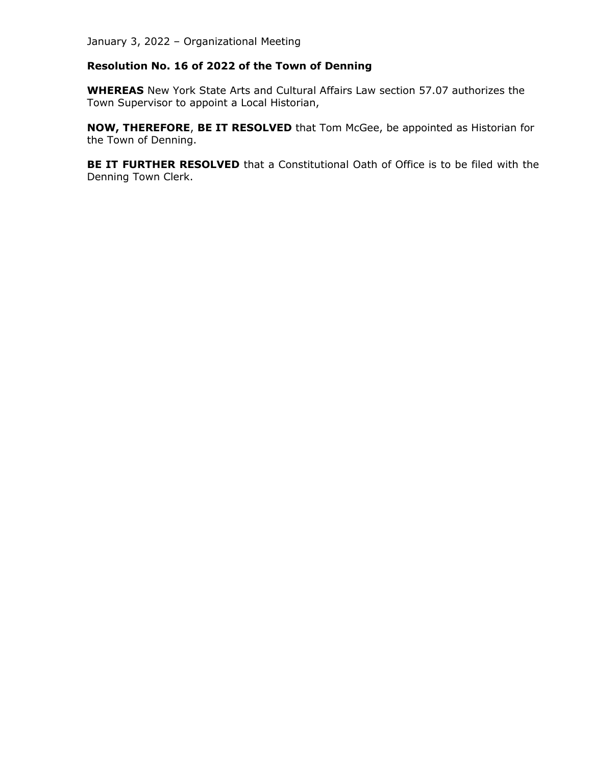January 3, 2022 – Organizational Meeting

**Resolution No. 16 of 2022 of the Town of Denning**

**WHEREAS** New York State Arts and Cultural Affairs Law section 57.07 authorizes the Town Supervisor to appoint a Local Historian,

**NOW, THEREFORE**, **BE IT RESOLVED** that Tom McGee, be appointed as Historian for the Town of Denning.

**BE IT FURTHER RESOLVED** that a Constitutional Oath of Office is to be filed with the Denning Town Clerk.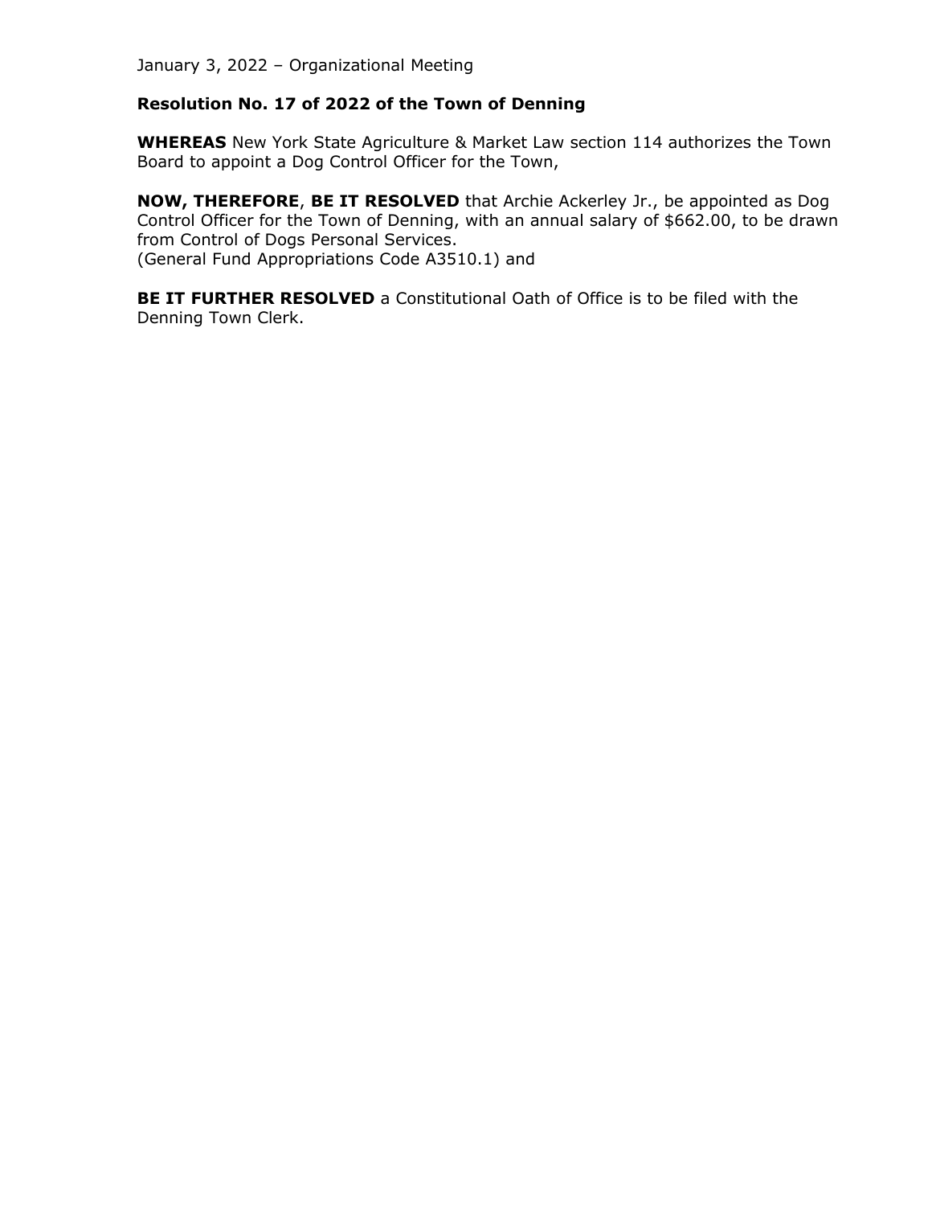January 3, 2022 – Organizational Meeting

**Resolution No. 17 of 2022 of the Town of Denning**

**WHEREAS** New York State Agriculture & Market Law section 114 authorizes the Town Board to appoint a Dog Control Officer for the Town,

**NOW, THEREFORE**, **BE IT RESOLVED** that Archie Ackerley Jr., be appointed as Dog Control Officer for the Town of Denning, with an annual salary of $662.00, to be drawn from Control of Dogs Personal Services.
(General Fund Appropriations Code A3510.1) and

**BE IT FURTHER RESOLVED** a Constitutional Oath of Office is to be filed with the Denning Town Clerk.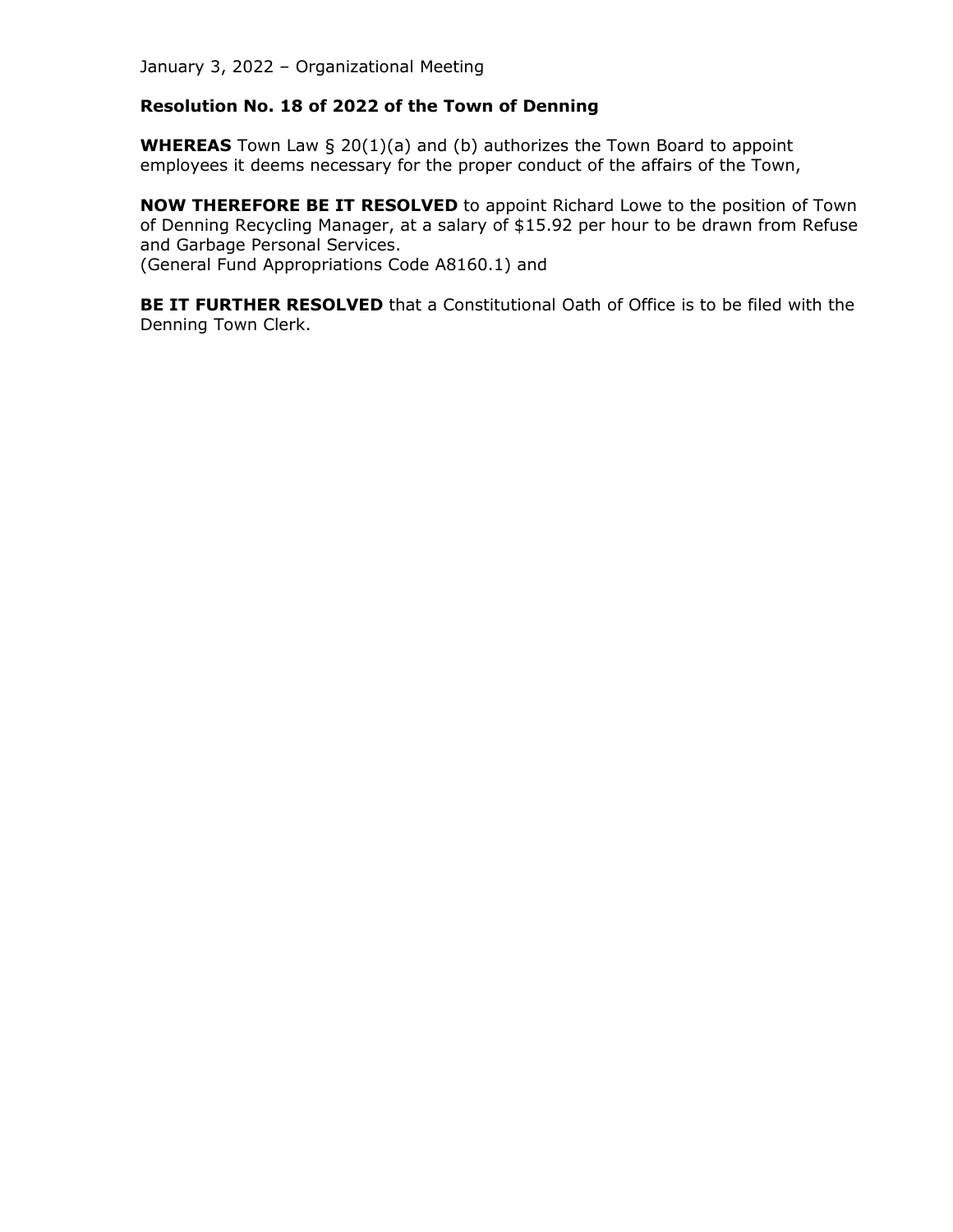January 3, 2022 – Organizational Meeting

**Resolution No. 18 of 2022 of the Town of Denning**

**WHEREAS** Town Law § 20(1)(a) and (b) authorizes the Town Board to appoint employees it deems necessary for the proper conduct of the affairs of the Town,

**NOW THEREFORE BE IT RESOLVED** to appoint Richard Lowe to the position of Town of Denning Recycling Manager, at a salary of $15.92 per hour to be drawn from Refuse and Garbage Personal Services.
(General Fund Appropriations Code A8160.1) and

**BE IT FURTHER RESOLVED** that a Constitutional Oath of Office is to be filed with the Denning Town Clerk.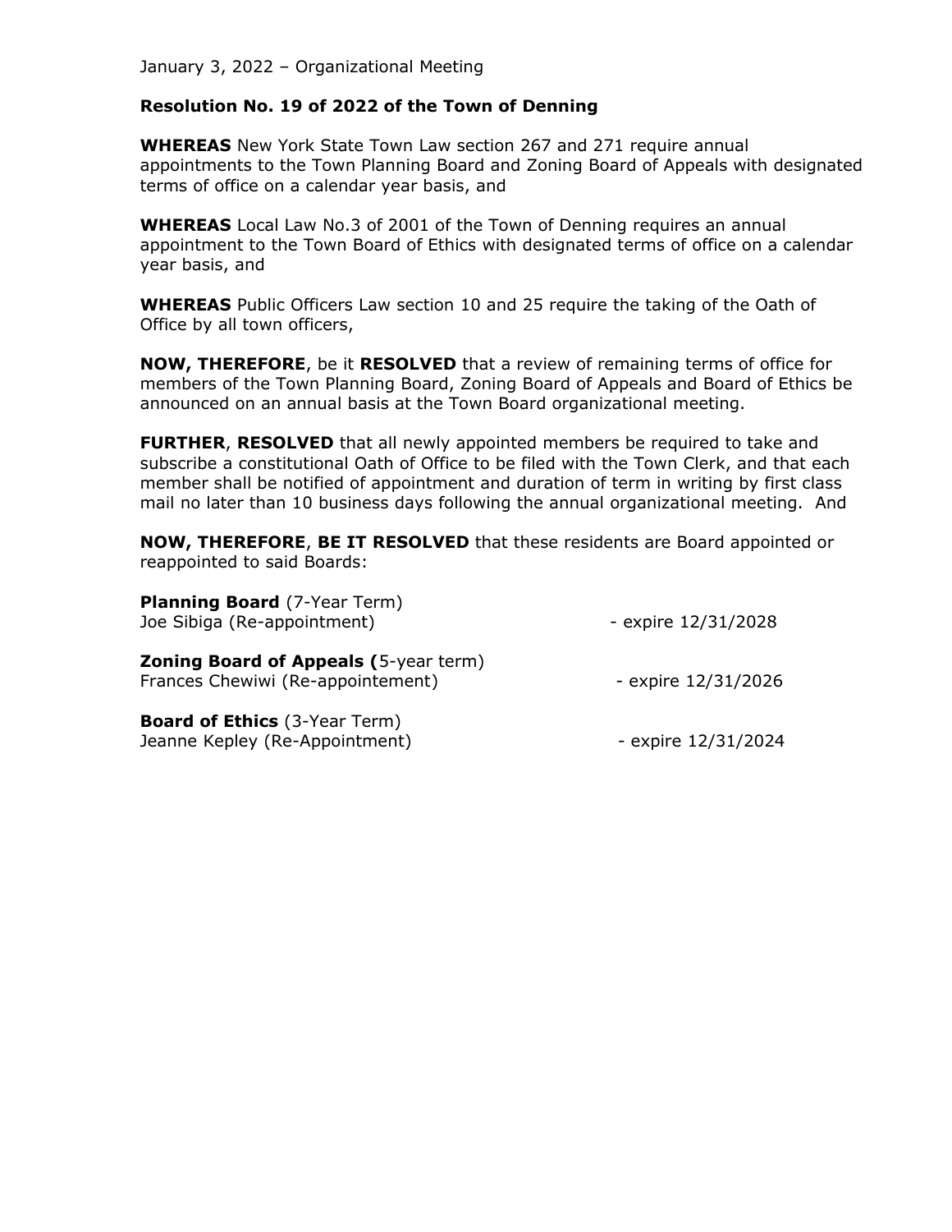January 3, 2022 – Organizational Meeting

**Resolution No. 19 of 2022 of the Town of Denning**

**WHEREAS** New York State Town Law section 267 and 271 require annual appointments to the Town Planning Board and Zoning Board of Appeals with designated terms of office on a calendar year basis, and

**WHEREAS** Local Law No.3 of 2001 of the Town of Denning requires an annual appointment to the Town Board of Ethics with designated terms of office on a calendar year basis, and

**WHEREAS** Public Officers Law section 10 and 25 require the taking of the Oath of Office by all town officers,

**NOW, THEREFORE**, be it **RESOLVED** that a review of remaining terms of office for members of the Town Planning Board, Zoning Board of Appeals and Board of Ethics be announced on an annual basis at the Town Board organizational meeting.

**FURTHER**, **RESOLVED** that all newly appointed members be required to take and subscribe a constitutional Oath of Office to be filed with the Town Clerk, and that each member shall be notified of appointment and duration of term in writing by first class mail no later than 10 business days following the annual organizational meeting. And

**NOW, THEREFORE**, **BE IT RESOLVED** that these residents are Board appointed or reappointed to said Boards:

**Planning Board** (7-Year Term)
Joe Sibiga (Re-appointment) - expire 12/31/2028

**Zoning Board of Appeals (**5-year term)
Frances Chewiwi (Re-appointement) - expire 12/31/2026

**Board of Ethics** (3-Year Term)
Jeanne Kepley (Re-Appointment) - expire 12/31/2024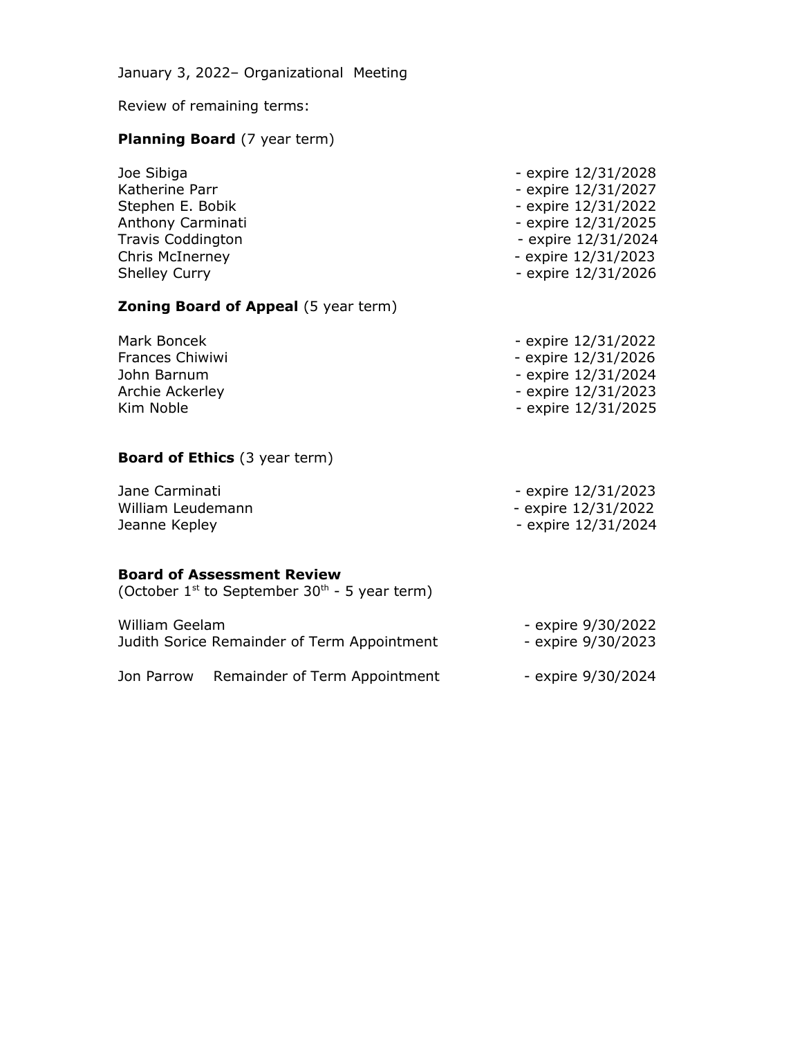January 3, 2022– Organizational Meeting

Review of remaining terms:

**Planning Board** (7 year term)

| | |
|---|---|
| Joe Sibiga | - expire 12/31/2028 |
| Katherine Parr | - expire 12/31/2027 |
| Stephen E. Bobik | - expire 12/31/2022 |
| Anthony Carminati | - expire 12/31/2025 |
| Travis Coddington | - expire 12/31/2024 |
| Chris McInerney | - expire 12/31/2023 |
| Shelley Curry | - expire 12/31/2026 |

**Zoning Board of Appeal** (5 year term)

| | |
|---|---|
| Mark Boncek | - expire 12/31/2022 |
| Frances Chiwiwi | - expire 12/31/2026 |
| John Barnum | - expire 12/31/2024 |
| Archie Ackerley | - expire 12/31/2023 |
| Kim Noble | - expire 12/31/2025 |

**Board of Ethics** (3 year term)

| | |
|---|---|
| Jane Carminati | - expire 12/31/2023 |
| William Leudemann | - expire 12/31/2022 |
| Jeanne Kepley | - expire 12/31/2024 |

**Board of Assessment Review**
(October 1st to September 30th - 5 year term)

| | |
|---|---|
| William Geelam | - expire 9/30/2022 |
| Judith Sorice Remainder of Term Appointment | - expire 9/30/2023 |
| Jon Parrow Remainder of Term Appointment | - expire 9/30/2024 |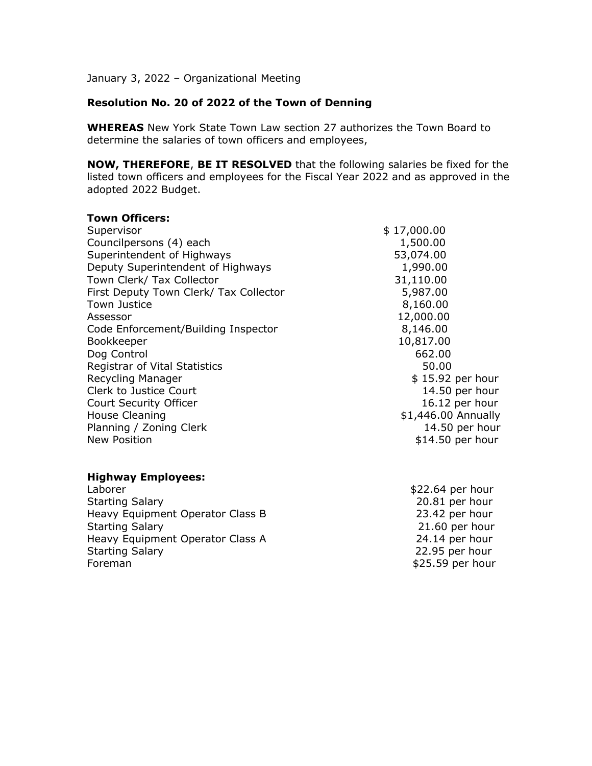January 3, 2022 – Organizational Meeting

**Resolution No. 20 of 2022 of the Town of Denning**

**WHEREAS** New York State Town Law section 27 authorizes the Town Board to determine the salaries of town officers and employees,

**NOW, THEREFORE**, **BE IT RESOLVED** that the following salaries be fixed for the listed town officers and employees for the Fiscal Year 2022 and as approved in the adopted 2022 Budget.

**Town Officers:**

| | |
|---|---|
| Supervisor | $ 17,000.00 |
| Councilpersons (4) each | 1,500.00 |
| Superintendent of Highways | 53,074.00 |
| Deputy Superintendent of Highways | 1,990.00 |
| Town Clerk/ Tax Collector | 31,110.00 |
| First Deputy Town Clerk/ Tax Collector | 5,987.00 |
| Town Justice | 8,160.00 |
| Assessor | 12,000.00 |
| Code Enforcement/Building Inspector | 8,146.00 |
| Bookkeeper | 10,817.00 |
| Dog Control | 662.00 |
| Registrar of Vital Statistics | 50.00 |
| Recycling Manager | $ 15.92 per hour |
| Clerk to Justice Court | 14.50 per hour |
| Court Security Officer | 16.12 per hour |
| House Cleaning | $1,446.00 Annually |
| Planning / Zoning Clerk | 14.50 per hour |
| New Position | $14.50 per hour |

**Highway Employees:**

| | |
|---|---|
| Laborer | $22.64 per hour |
| Starting Salary | 20.81 per hour |
| Heavy Equipment Operator Class B | 23.42 per hour |
| Starting Salary | 21.60 per hour |
| Heavy Equipment Operator Class A | 24.14 per hour |
| Starting Salary | 22.95 per hour |
| Foreman | $25.59 per hour |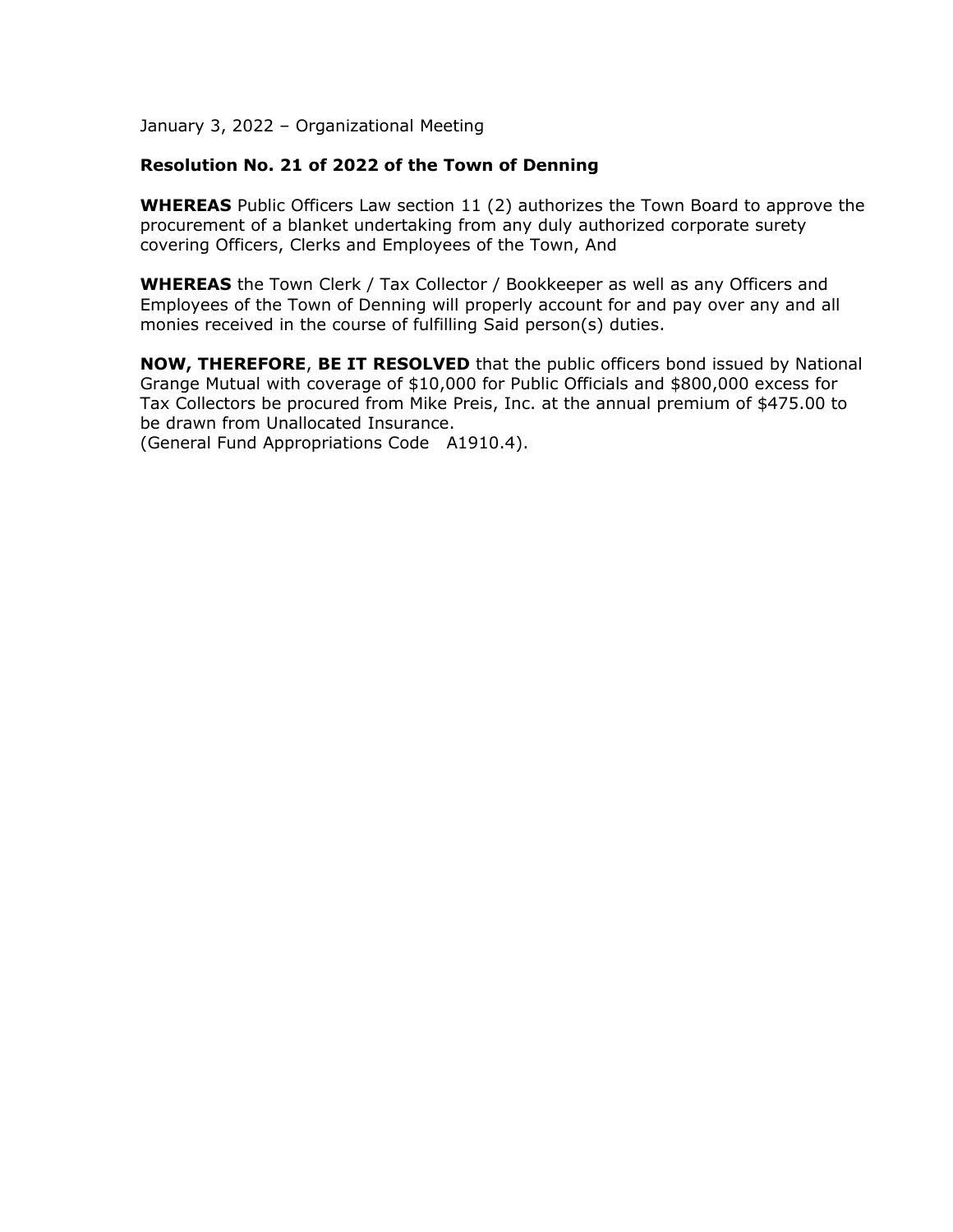January 3, 2022 – Organizational Meeting

**Resolution No. 21 of 2022 of the Town of Denning**

**WHEREAS** Public Officers Law section 11 (2) authorizes the Town Board to approve the procurement of a blanket undertaking from any duly authorized corporate surety covering Officers, Clerks and Employees of the Town, And

**WHEREAS** the Town Clerk / Tax Collector / Bookkeeper as well as any Officers and Employees of the Town of Denning will properly account for and pay over any and all monies received in the course of fulfilling Said person(s) duties.

**NOW, THEREFORE**, **BE IT RESOLVED** that the public officers bond issued by National Grange Mutual with coverage of $10,000 for Public Officials and $800,000 excess for Tax Collectors be procured from Mike Preis, Inc. at the annual premium of $475.00 to be drawn from Unallocated Insurance.
(General Fund Appropriations Code A1910.4).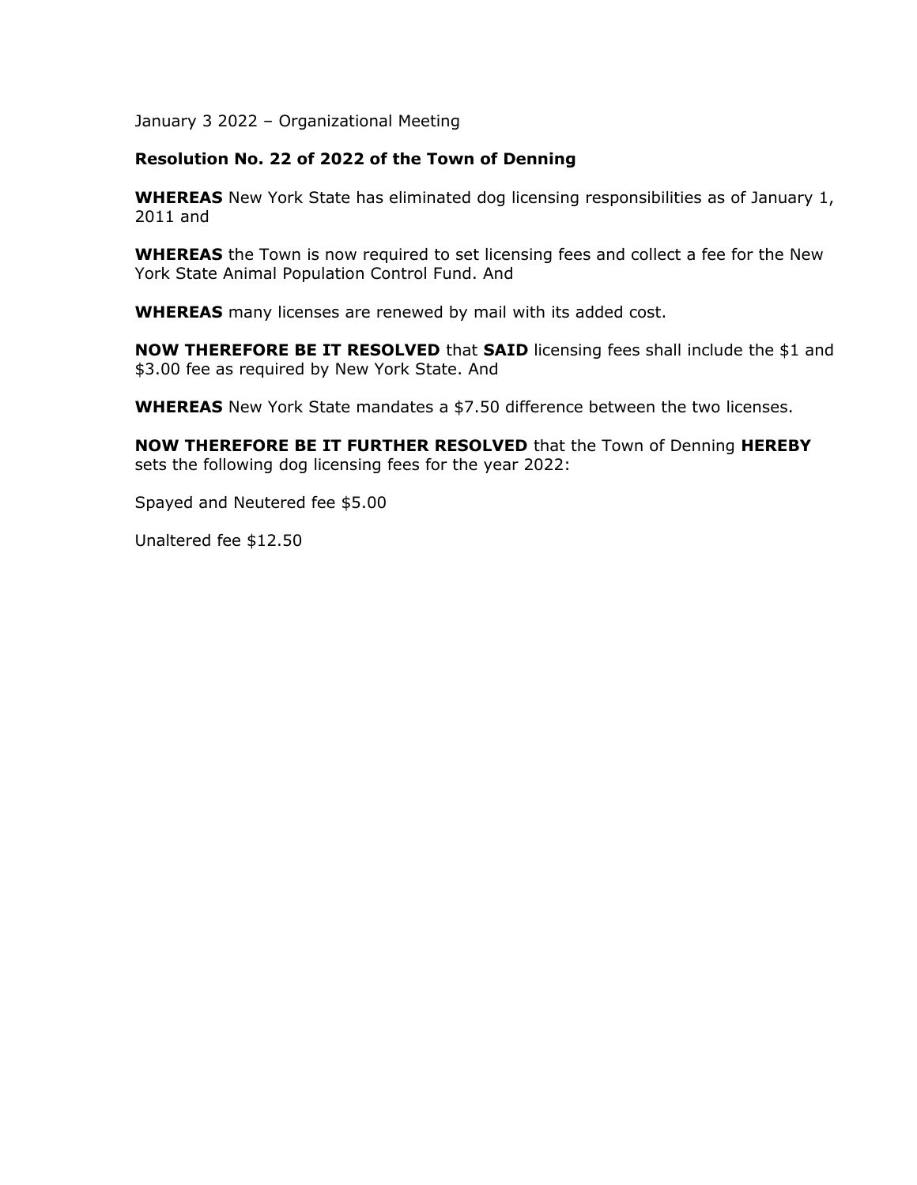January 3 2022 – Organizational Meeting

**Resolution No. 22 of 2022 of the Town of Denning**

**WHEREAS** New York State has eliminated dog licensing responsibilities as of January 1, 2011 and

**WHEREAS** the Town is now required to set licensing fees and collect a fee for the New York State Animal Population Control Fund. And

**WHEREAS** many licenses are renewed by mail with its added cost.

**NOW THEREFORE BE IT RESOLVED** that **SAID** licensing fees shall include the $1 and $3.00 fee as required by New York State. And

**WHEREAS** New York State mandates a $7.50 difference between the two licenses.

**NOW THEREFORE BE IT FURTHER RESOLVED** that the Town of Denning **HEREBY** sets the following dog licensing fees for the year 2022:

Spayed and Neutered fee $5.00

Unaltered fee $12.50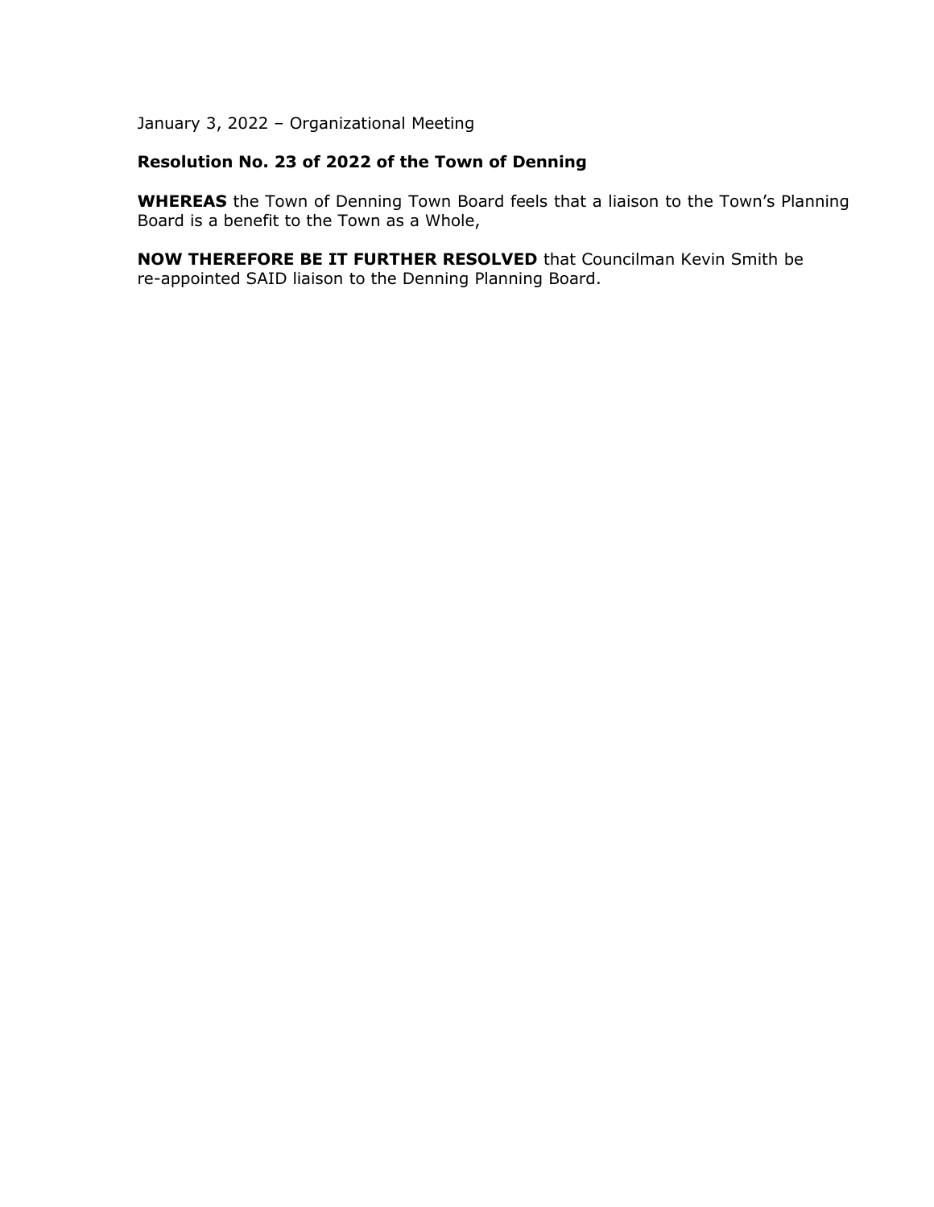January 3, 2022 – Organizational Meeting

**Resolution No. 23 of 2022 of the Town of Denning**

**WHEREAS** the Town of Denning Town Board feels that a liaison to the Town's Planning Board is a benefit to the Town as a Whole,

**NOW THEREFORE BE IT FURTHER RESOLVED** that Councilman Kevin Smith be re-appointed SAID liaison to the Denning Planning Board.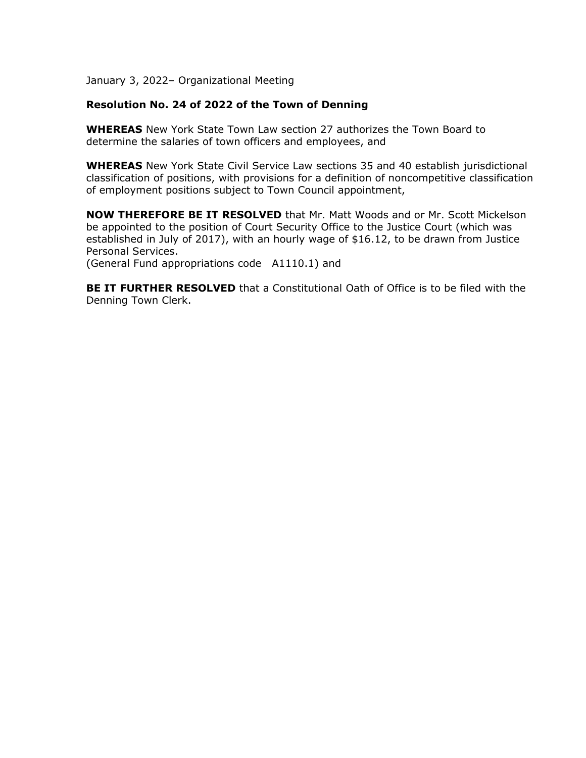January 3, 2022– Organizational Meeting

**Resolution No. 24 of 2022 of the Town of Denning**

**WHEREAS** New York State Town Law section 27 authorizes the Town Board to determine the salaries of town officers and employees, and

**WHEREAS** New York State Civil Service Law sections 35 and 40 establish jurisdictional classification of positions, with provisions for a definition of noncompetitive classification of employment positions subject to Town Council appointment,

**NOW THEREFORE BE IT RESOLVED** that Mr. Matt Woods and or Mr. Scott Mickelson be appointed to the position of Court Security Office to the Justice Court (which was established in July of 2017), with an hourly wage of $16.12, to be drawn from Justice Personal Services.
(General Fund appropriations code A1110.1) and

**BE IT FURTHER RESOLVED** that a Constitutional Oath of Office is to be filed with the Denning Town Clerk.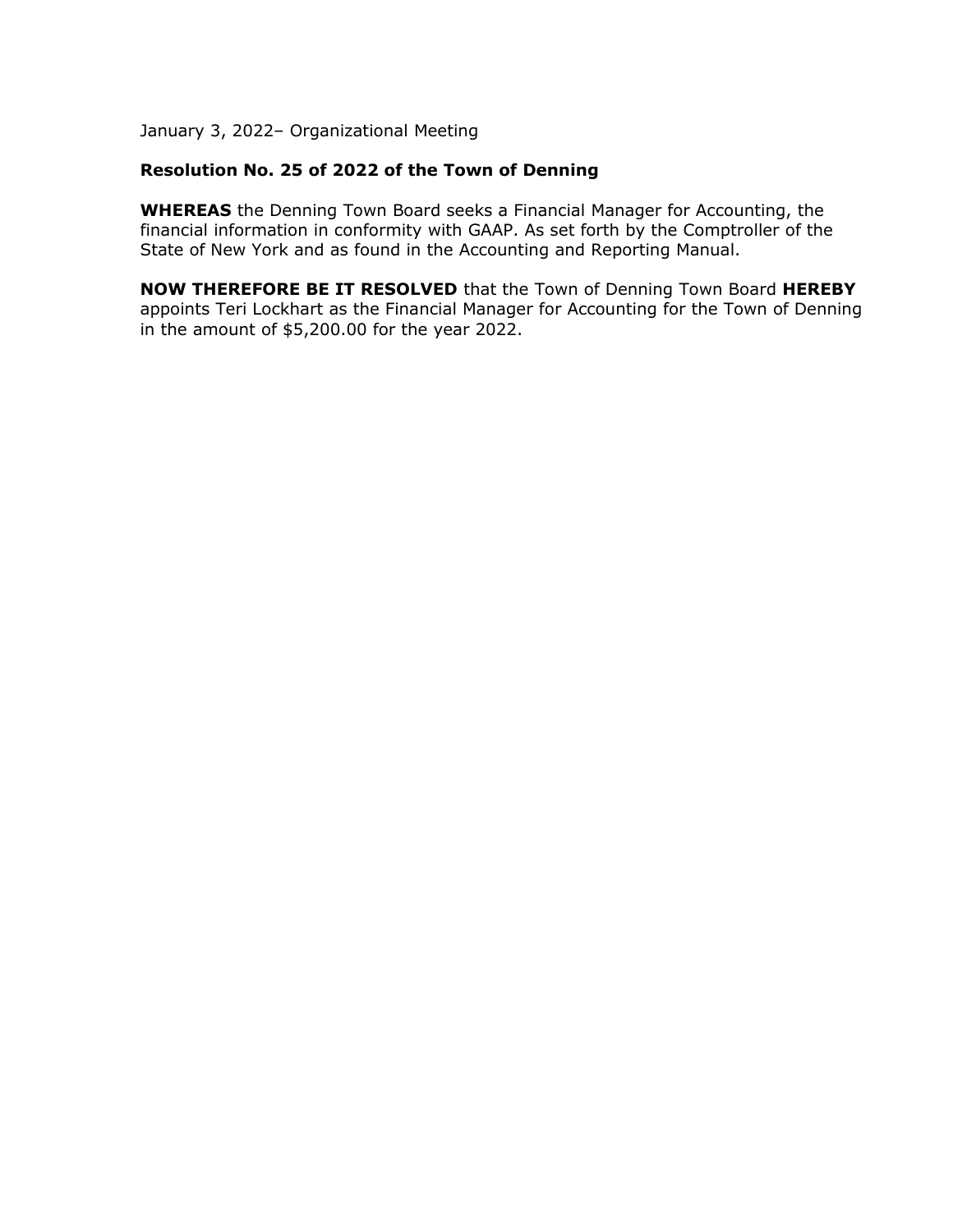January 3, 2022– Organizational Meeting

**Resolution No. 25 of 2022 of the Town of Denning**

**WHEREAS** the Denning Town Board seeks a Financial Manager for Accounting, the financial information in conformity with GAAP. As set forth by the Comptroller of the State of New York and as found in the Accounting and Reporting Manual.

**NOW THEREFORE BE IT RESOLVED** that the Town of Denning Town Board **HEREBY** appoints Teri Lockhart as the Financial Manager for Accounting for the Town of Denning in the amount of $5,200.00 for the year 2022.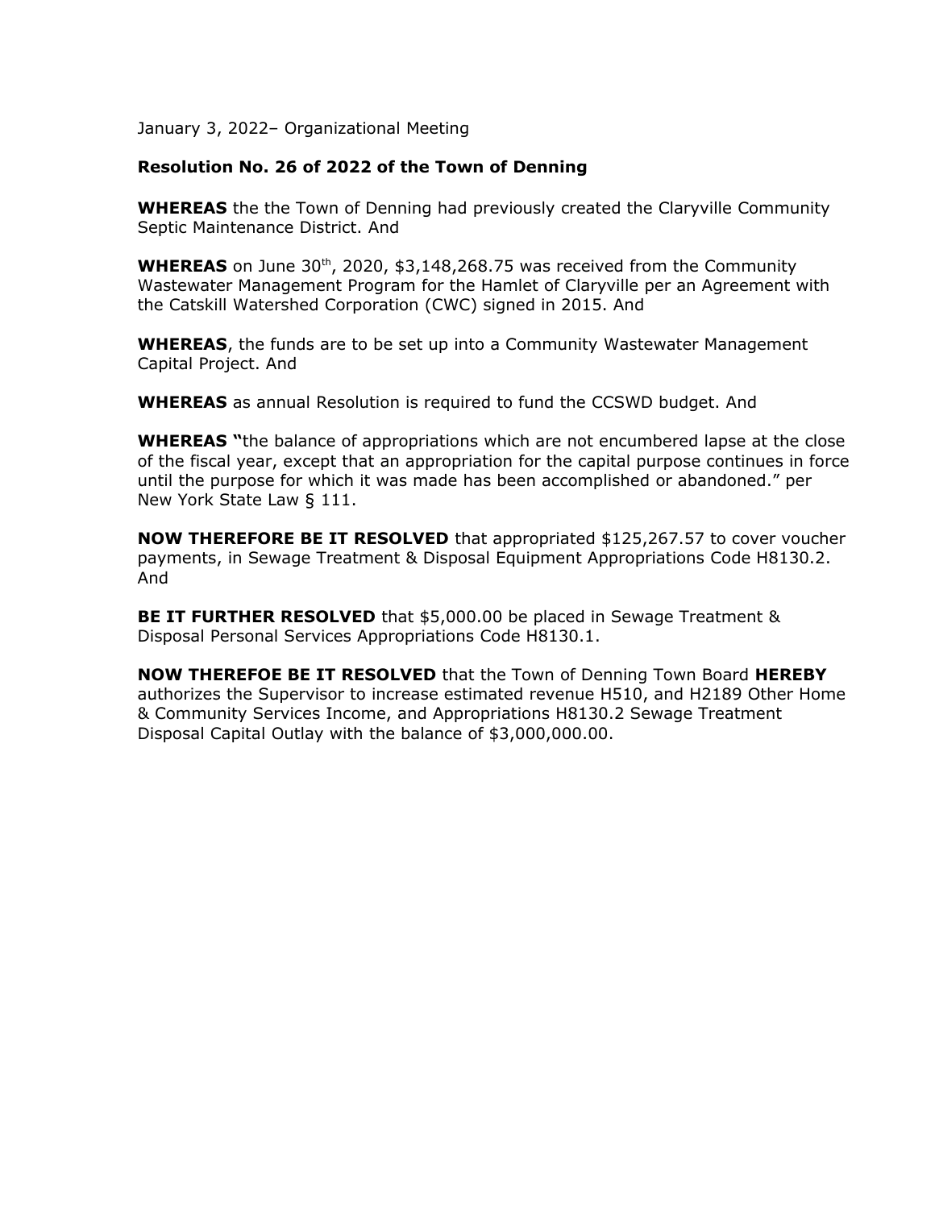January 3, 2022– Organizational Meeting

**Resolution No. 26 of 2022 of the Town of Denning**

**WHEREAS** the the Town of Denning had previously created the Claryville Community Septic Maintenance District. And

**WHEREAS** on June 30th, 2020, $3,148,268.75 was received from the Community Wastewater Management Program for the Hamlet of Claryville per an Agreement with the Catskill Watershed Corporation (CWC) signed in 2015. And

**WHEREAS**, the funds are to be set up into a Community Wastewater Management Capital Project. And

**WHEREAS** as annual Resolution is required to fund the CCSWD budget. And

**WHEREAS "**the balance of appropriations which are not encumbered lapse at the close of the fiscal year, except that an appropriation for the capital purpose continues in force until the purpose for which it was made has been accomplished or abandoned." per New York State Law § 111.

**NOW THEREFORE BE IT RESOLVED** that appropriated $125,267.57 to cover voucher payments, in Sewage Treatment & Disposal Equipment Appropriations Code H8130.2. And

**BE IT FURTHER RESOLVED** that $5,000.00 be placed in Sewage Treatment & Disposal Personal Services Appropriations Code H8130.1.

**NOW THEREFOE BE IT RESOLVED** that the Town of Denning Town Board **HEREBY** authorizes the Supervisor to increase estimated revenue H510, and H2189 Other Home & Community Services Income, and Appropriations H8130.2 Sewage Treatment Disposal Capital Outlay with the balance of $3,000,000.00.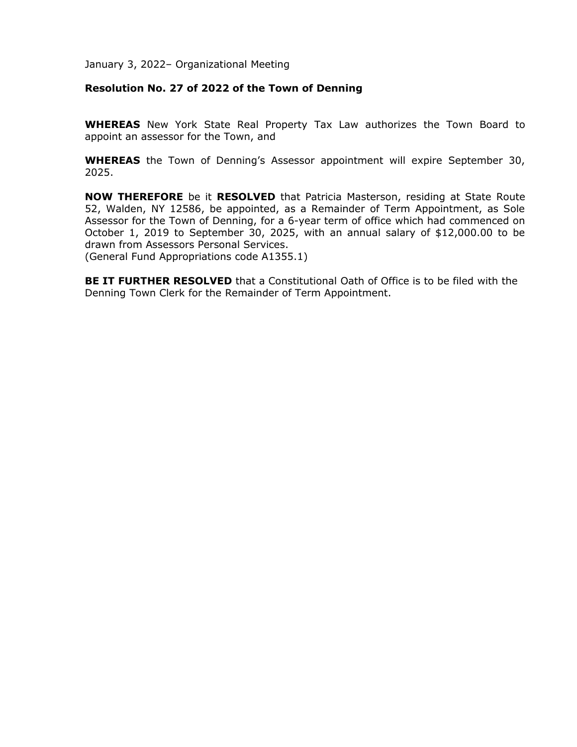January 3, 2022– Organizational Meeting

**Resolution No. 27 of 2022 of the Town of Denning**

**WHEREAS** New York State Real Property Tax Law authorizes the Town Board to appoint an assessor for the Town, and

**WHEREAS** the Town of Denning's Assessor appointment will expire September 30, 2025.

**NOW THEREFORE** be it **RESOLVED** that Patricia Masterson, residing at State Route 52, Walden, NY 12586, be appointed, as a Remainder of Term Appointment, as Sole Assessor for the Town of Denning, for a 6-year term of office which had commenced on October 1, 2019 to September 30, 2025, with an annual salary of $12,000.00 to be drawn from Assessors Personal Services.
(General Fund Appropriations code A1355.1)

**BE IT FURTHER RESOLVED** that a Constitutional Oath of Office is to be filed with the Denning Town Clerk for the Remainder of Term Appointment.